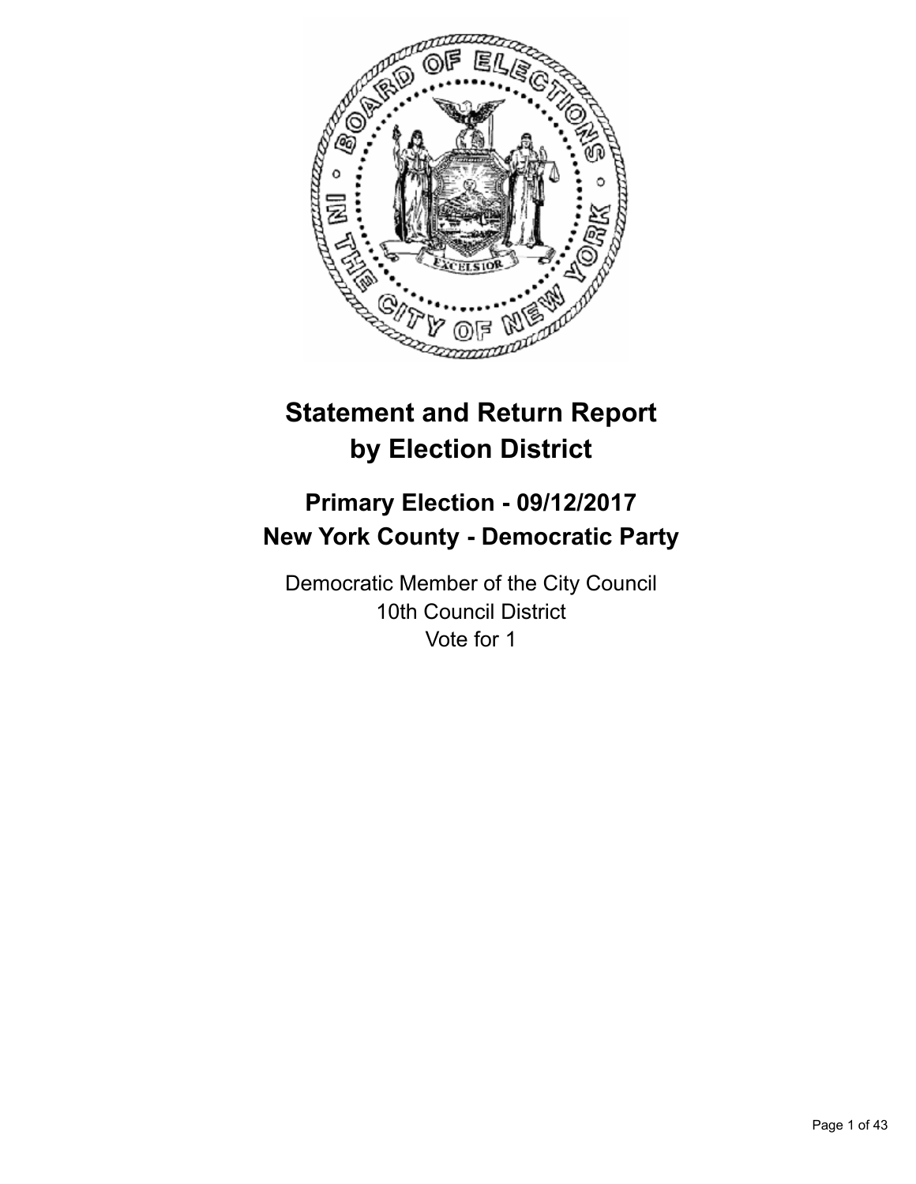# Statement and Return Report by Election District

## Primary Election - 09/12/2017
## New York County - Democratic Party

Democratic Member of the City Council
10th Council District
Vote for 1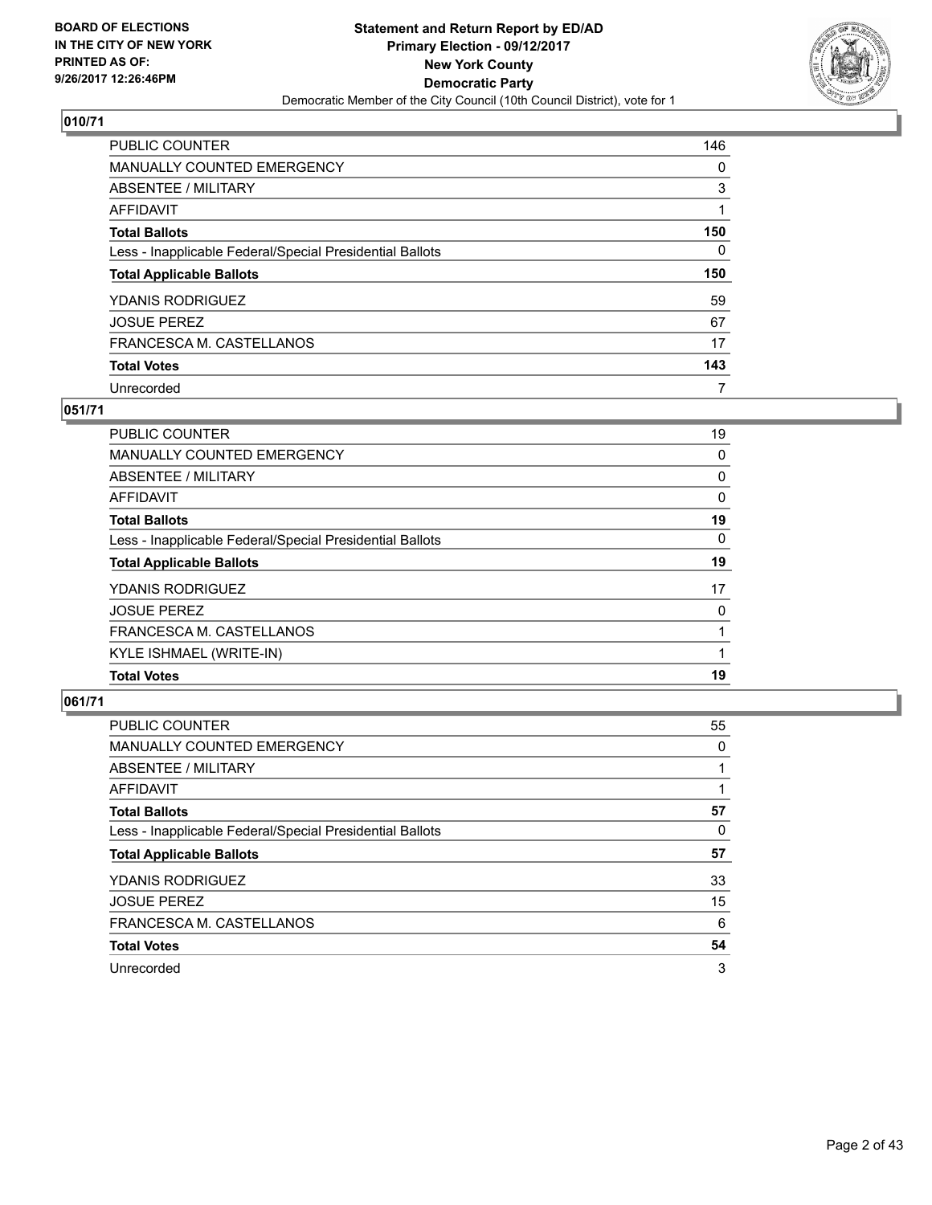**BOARD OF ELECTIONS IN THE CITY OF NEW YORK PRINTED AS OF: 9/26/2017 12:26:46PM**

**Statement and Return Report by ED/AD Primary Election - 09/12/2017 New York County Democratic Party**
Democratic Member of the City Council (10th Council District), vote for 1

## 010/71

| | |
|---|---|
| PUBLIC COUNTER | 146 |
| MANUALLY COUNTED EMERGENCY | 0 |
| ABSENTEE / MILITARY | 3 |
| AFFIDAVIT | 1 |
| **Total Ballots** | **150** |
| Less - Inapplicable Federal/Special Presidential Ballots | 0 |
| **Total Applicable Ballots** | **150** |
| YDANIS RODRIGUEZ | 59 |
| JOSUE PEREZ | 67 |
| FRANCESCA M. CASTELLANOS | 17 |
| **Total Votes** | **143** |
| Unrecorded | 7 |

## 051/71

| | |
|---|---|
| PUBLIC COUNTER | 19 |
| MANUALLY COUNTED EMERGENCY | 0 |
| ABSENTEE / MILITARY | 0 |
| AFFIDAVIT | 0 |
| **Total Ballots** | **19** |
| Less - Inapplicable Federal/Special Presidential Ballots | 0 |
| **Total Applicable Ballots** | **19** |
| YDANIS RODRIGUEZ | 17 |
| JOSUE PEREZ | 0 |
| FRANCESCA M. CASTELLANOS | 1 |
| KYLE ISHMAEL (WRITE-IN) | 1 |
| **Total Votes** | **19** |

## 061/71

| | |
|---|---|
| PUBLIC COUNTER | 55 |
| MANUALLY COUNTED EMERGENCY | 0 |
| ABSENTEE / MILITARY | 1 |
| AFFIDAVIT | 1 |
| **Total Ballots** | **57** |
| Less - Inapplicable Federal/Special Presidential Ballots | 0 |
| **Total Applicable Ballots** | **57** |
| YDANIS RODRIGUEZ | 33 |
| JOSUE PEREZ | 15 |
| FRANCESCA M. CASTELLANOS | 6 |
| **Total Votes** | **54** |
| Unrecorded | 3 |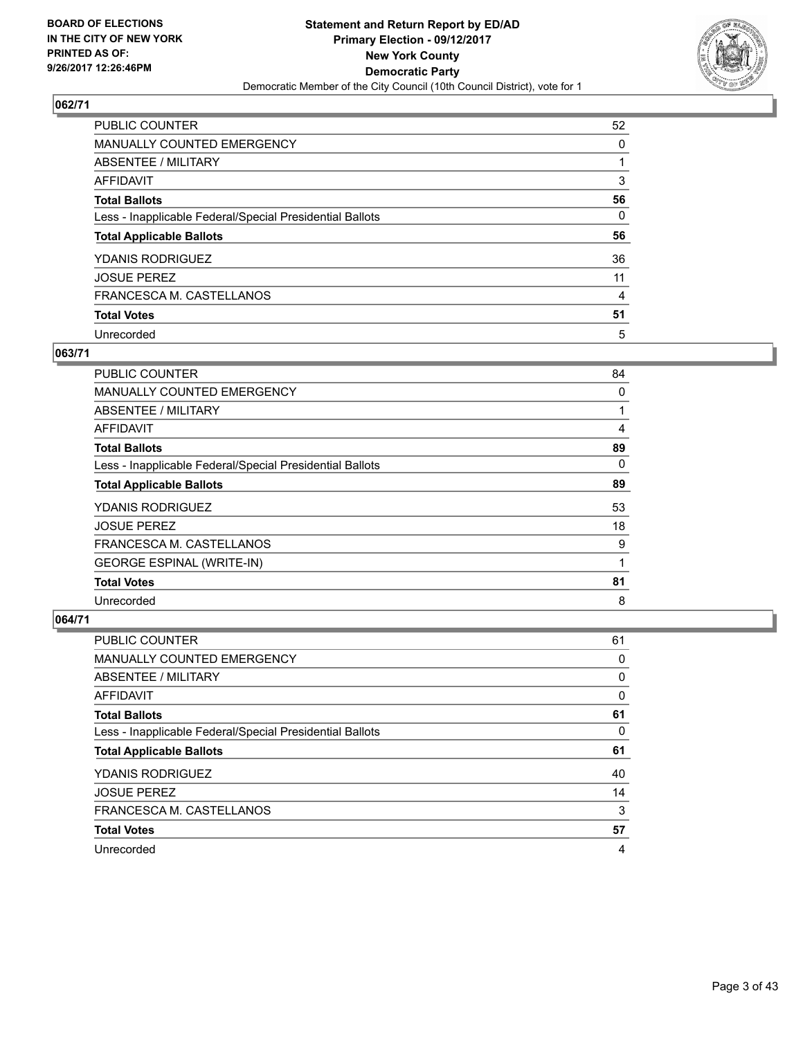BOARD OF ELECTIONS
IN THE CITY OF NEW YORK
PRINTED AS OF:
9/26/2017 12:26:46PM

**Statement and Return Report by ED/AD**
**Primary Election - 09/12/2017**
**New York County**
**Democratic Party**
Democratic Member of the City Council (10th Council District), vote for 1

### 062/71

| | |
|---|---|
| PUBLIC COUNTER | 52 |
| MANUALLY COUNTED EMERGENCY | 0 |
| ABSENTEE / MILITARY | 1 |
| AFFIDAVIT | 3 |
| **Total Ballots** | **56** |
| Less - Inapplicable Federal/Special Presidential Ballots | 0 |
| **Total Applicable Ballots** | **56** |
| YDANIS RODRIGUEZ | 36 |
| JOSUE PEREZ | 11 |
| FRANCESCA M. CASTELLANOS | 4 |
| **Total Votes** | **51** |
| Unrecorded | 5 |

### 063/71

| | |
|---|---|
| PUBLIC COUNTER | 84 |
| MANUALLY COUNTED EMERGENCY | 0 |
| ABSENTEE / MILITARY | 1 |
| AFFIDAVIT | 4 |
| **Total Ballots** | **89** |
| Less - Inapplicable Federal/Special Presidential Ballots | 0 |
| **Total Applicable Ballots** | **89** |
| YDANIS RODRIGUEZ | 53 |
| JOSUE PEREZ | 18 |
| FRANCESCA M. CASTELLANOS | 9 |
| GEORGE ESPINAL (WRITE-IN) | 1 |
| **Total Votes** | **81** |
| Unrecorded | 8 |

### 064/71

| | |
|---|---|
| PUBLIC COUNTER | 61 |
| MANUALLY COUNTED EMERGENCY | 0 |
| ABSENTEE / MILITARY | 0 |
| AFFIDAVIT | 0 |
| **Total Ballots** | **61** |
| Less - Inapplicable Federal/Special Presidential Ballots | 0 |
| **Total Applicable Ballots** | **61** |
| YDANIS RODRIGUEZ | 40 |
| JOSUE PEREZ | 14 |
| FRANCESCA M. CASTELLANOS | 3 |
| **Total Votes** | **57** |
| Unrecorded | 4 |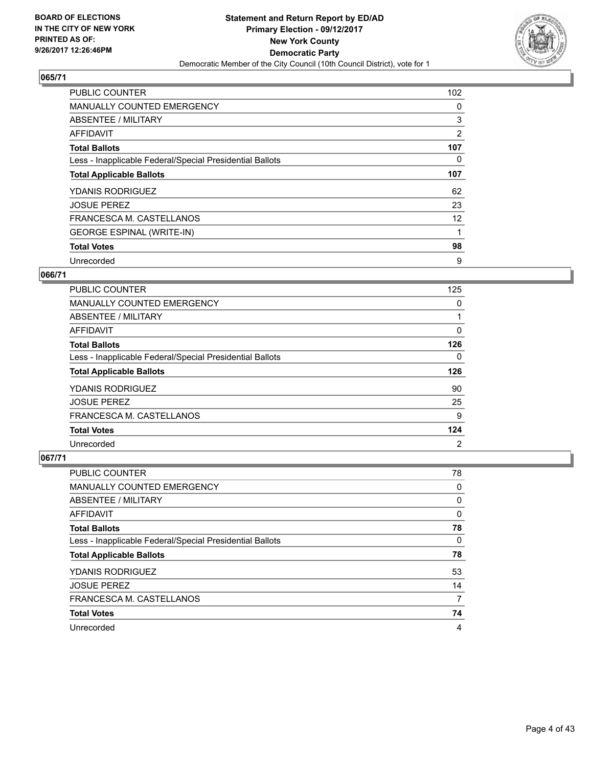BOARD OF ELECTIONS
IN THE CITY OF NEW YORK
PRINTED AS OF:
9/26/2017 12:26:46PM

**Statement and Return Report by ED/AD**
**Primary Election - 09/12/2017**
**New York County**
**Democratic Party**
Democratic Member of the City Council (10th Council District), vote for 1

### 065/71

| | |
|---|---|
| PUBLIC COUNTER | 102 |
| MANUALLY COUNTED EMERGENCY | 0 |
| ABSENTEE / MILITARY | 3 |
| AFFIDAVIT | 2 |
| **Total Ballots** | **107** |
| Less - Inapplicable Federal/Special Presidential Ballots | 0 |
| **Total Applicable Ballots** | **107** |
| YDANIS RODRIGUEZ | 62 |
| JOSUE PEREZ | 23 |
| FRANCESCA M. CASTELLANOS | 12 |
| GEORGE ESPINAL (WRITE-IN) | 1 |
| **Total Votes** | **98** |
| Unrecorded | 9 |

### 066/71

| | |
|---|---|
| PUBLIC COUNTER | 125 |
| MANUALLY COUNTED EMERGENCY | 0 |
| ABSENTEE / MILITARY | 1 |
| AFFIDAVIT | 0 |
| **Total Ballots** | **126** |
| Less - Inapplicable Federal/Special Presidential Ballots | 0 |
| **Total Applicable Ballots** | **126** |
| YDANIS RODRIGUEZ | 90 |
| JOSUE PEREZ | 25 |
| FRANCESCA M. CASTELLANOS | 9 |
| **Total Votes** | **124** |
| Unrecorded | 2 |

### 067/71

| | |
|---|---|
| PUBLIC COUNTER | 78 |
| MANUALLY COUNTED EMERGENCY | 0 |
| ABSENTEE / MILITARY | 0 |
| AFFIDAVIT | 0 |
| **Total Ballots** | **78** |
| Less - Inapplicable Federal/Special Presidential Ballots | 0 |
| **Total Applicable Ballots** | **78** |
| YDANIS RODRIGUEZ | 53 |
| JOSUE PEREZ | 14 |
| FRANCESCA M. CASTELLANOS | 7 |
| **Total Votes** | **74** |
| Unrecorded | 4 |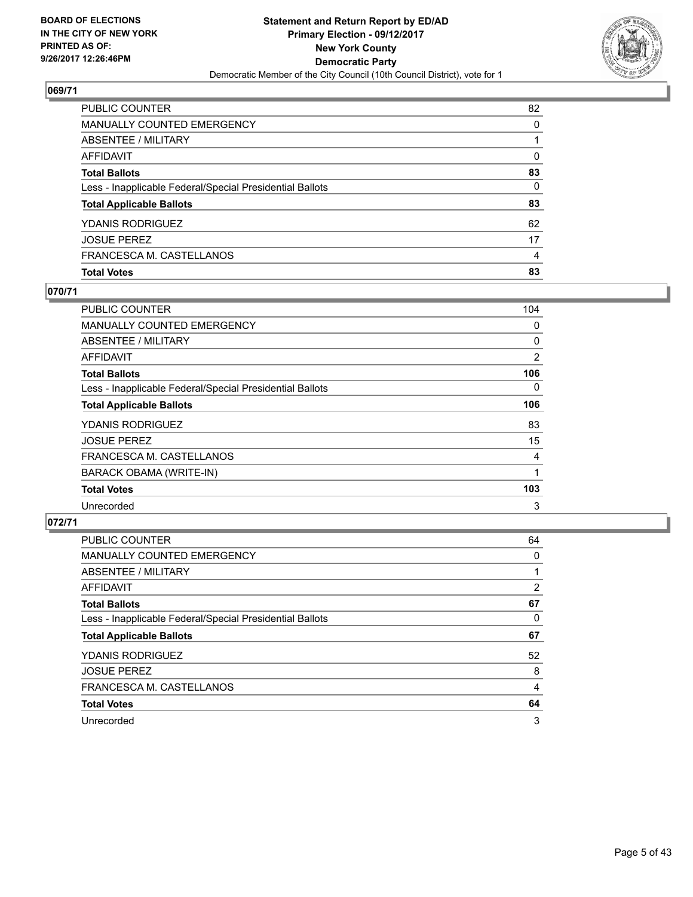## 069/71

| | |
|---|---|
| PUBLIC COUNTER | 82 |
| MANUALLY COUNTED EMERGENCY | 0 |
| ABSENTEE / MILITARY | 1 |
| AFFIDAVIT | 0 |
| **Total Ballots** | **83** |
| Less - Inapplicable Federal/Special Presidential Ballots | 0 |
| **Total Applicable Ballots** | **83** |
| YDANIS RODRIGUEZ | 62 |
| JOSUE PEREZ | 17 |
| FRANCESCA M. CASTELLANOS | 4 |
| **Total Votes** | **83** |

## 070/71

| | |
|---|---|
| PUBLIC COUNTER | 104 |
| MANUALLY COUNTED EMERGENCY | 0 |
| ABSENTEE / MILITARY | 0 |
| AFFIDAVIT | 2 |
| **Total Ballots** | **106** |
| Less - Inapplicable Federal/Special Presidential Ballots | 0 |
| **Total Applicable Ballots** | **106** |
| YDANIS RODRIGUEZ | 83 |
| JOSUE PEREZ | 15 |
| FRANCESCA M. CASTELLANOS | 4 |
| BARACK OBAMA (WRITE-IN) | 1 |
| **Total Votes** | **103** |
| Unrecorded | 3 |

## 072/71

| | |
|---|---|
| PUBLIC COUNTER | 64 |
| MANUALLY COUNTED EMERGENCY | 0 |
| ABSENTEE / MILITARY | 1 |
| AFFIDAVIT | 2 |
| **Total Ballots** | **67** |
| Less - Inapplicable Federal/Special Presidential Ballots | 0 |
| **Total Applicable Ballots** | **67** |
| YDANIS RODRIGUEZ | 52 |
| JOSUE PEREZ | 8 |
| FRANCESCA M. CASTELLANOS | 4 |
| **Total Votes** | **64** |
| Unrecorded | 3 |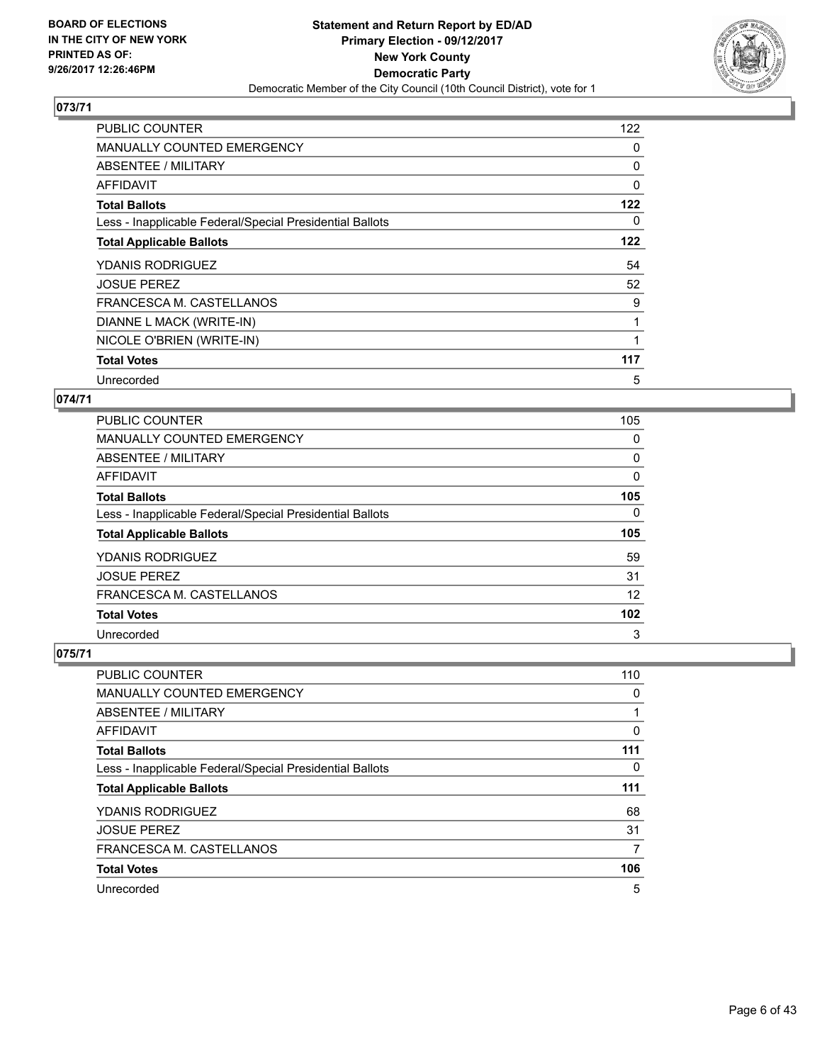**BOARD OF ELECTIONS IN THE CITY OF NEW YORK PRINTED AS OF: 9/26/2017 12:26:46PM**

**Statement and Return Report by ED/AD Primary Election - 09/12/2017 New York County Democratic Party**

Democratic Member of the City Council (10th Council District), vote for 1

## 073/71

| | |
|---|---|
| PUBLIC COUNTER | 122 |
| MANUALLY COUNTED EMERGENCY | 0 |
| ABSENTEE / MILITARY | 0 |
| AFFIDAVIT | 0 |
| **Total Ballots** | **122** |
| Less - Inapplicable Federal/Special Presidential Ballots | 0 |
| **Total Applicable Ballots** | **122** |
| YDANIS RODRIGUEZ | 54 |
| JOSUE PEREZ | 52 |
| FRANCESCA M. CASTELLANOS | 9 |
| DIANNE L MACK (WRITE-IN) | 1 |
| NICOLE O'BRIEN (WRITE-IN) | 1 |
| **Total Votes** | **117** |
| Unrecorded | 5 |

## 074/71

| | |
|---|---|
| PUBLIC COUNTER | 105 |
| MANUALLY COUNTED EMERGENCY | 0 |
| ABSENTEE / MILITARY | 0 |
| AFFIDAVIT | 0 |
| **Total Ballots** | **105** |
| Less - Inapplicable Federal/Special Presidential Ballots | 0 |
| **Total Applicable Ballots** | **105** |
| YDANIS RODRIGUEZ | 59 |
| JOSUE PEREZ | 31 |
| FRANCESCA M. CASTELLANOS | 12 |
| **Total Votes** | **102** |
| Unrecorded | 3 |

## 075/71

| | |
|---|---|
| PUBLIC COUNTER | 110 |
| MANUALLY COUNTED EMERGENCY | 0 |
| ABSENTEE / MILITARY | 1 |
| AFFIDAVIT | 0 |
| **Total Ballots** | **111** |
| Less - Inapplicable Federal/Special Presidential Ballots | 0 |
| **Total Applicable Ballots** | **111** |
| YDANIS RODRIGUEZ | 68 |
| JOSUE PEREZ | 31 |
| FRANCESCA M. CASTELLANOS | 7 |
| **Total Votes** | **106** |
| Unrecorded | 5 |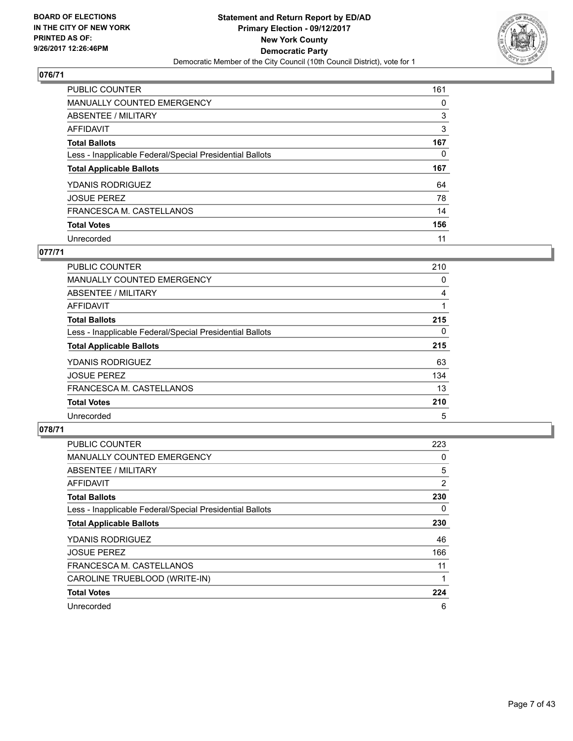**BOARD OF ELECTIONS IN THE CITY OF NEW YORK PRINTED AS OF: 9/26/2017 12:26:46PM**

**Statement and Return Report by ED/AD**
**Primary Election - 09/12/2017**
**New York County**
**Democratic Party**
Democratic Member of the City Council (10th Council District), vote for 1

## 076/71

| | |
|---|---|
| PUBLIC COUNTER | 161 |
| MANUALLY COUNTED EMERGENCY | 0 |
| ABSENTEE / MILITARY | 3 |
| AFFIDAVIT | 3 |
| **Total Ballots** | **167** |
| Less - Inapplicable Federal/Special Presidential Ballots | 0 |
| **Total Applicable Ballots** | **167** |
| YDANIS RODRIGUEZ | 64 |
| JOSUE PEREZ | 78 |
| FRANCESCA M. CASTELLANOS | 14 |
| **Total Votes** | **156** |
| Unrecorded | 11 |

## 077/71

| | |
|---|---|
| PUBLIC COUNTER | 210 |
| MANUALLY COUNTED EMERGENCY | 0 |
| ABSENTEE / MILITARY | 4 |
| AFFIDAVIT | 1 |
| **Total Ballots** | **215** |
| Less - Inapplicable Federal/Special Presidential Ballots | 0 |
| **Total Applicable Ballots** | **215** |
| YDANIS RODRIGUEZ | 63 |
| JOSUE PEREZ | 134 |
| FRANCESCA M. CASTELLANOS | 13 |
| **Total Votes** | **210** |
| Unrecorded | 5 |

## 078/71

| | |
|---|---|
| PUBLIC COUNTER | 223 |
| MANUALLY COUNTED EMERGENCY | 0 |
| ABSENTEE / MILITARY | 5 |
| AFFIDAVIT | 2 |
| **Total Ballots** | **230** |
| Less - Inapplicable Federal/Special Presidential Ballots | 0 |
| **Total Applicable Ballots** | **230** |
| YDANIS RODRIGUEZ | 46 |
| JOSUE PEREZ | 166 |
| FRANCESCA M. CASTELLANOS | 11 |
| CAROLINE TRUEBLOOD (WRITE-IN) | 1 |
| **Total Votes** | **224** |
| Unrecorded | 6 |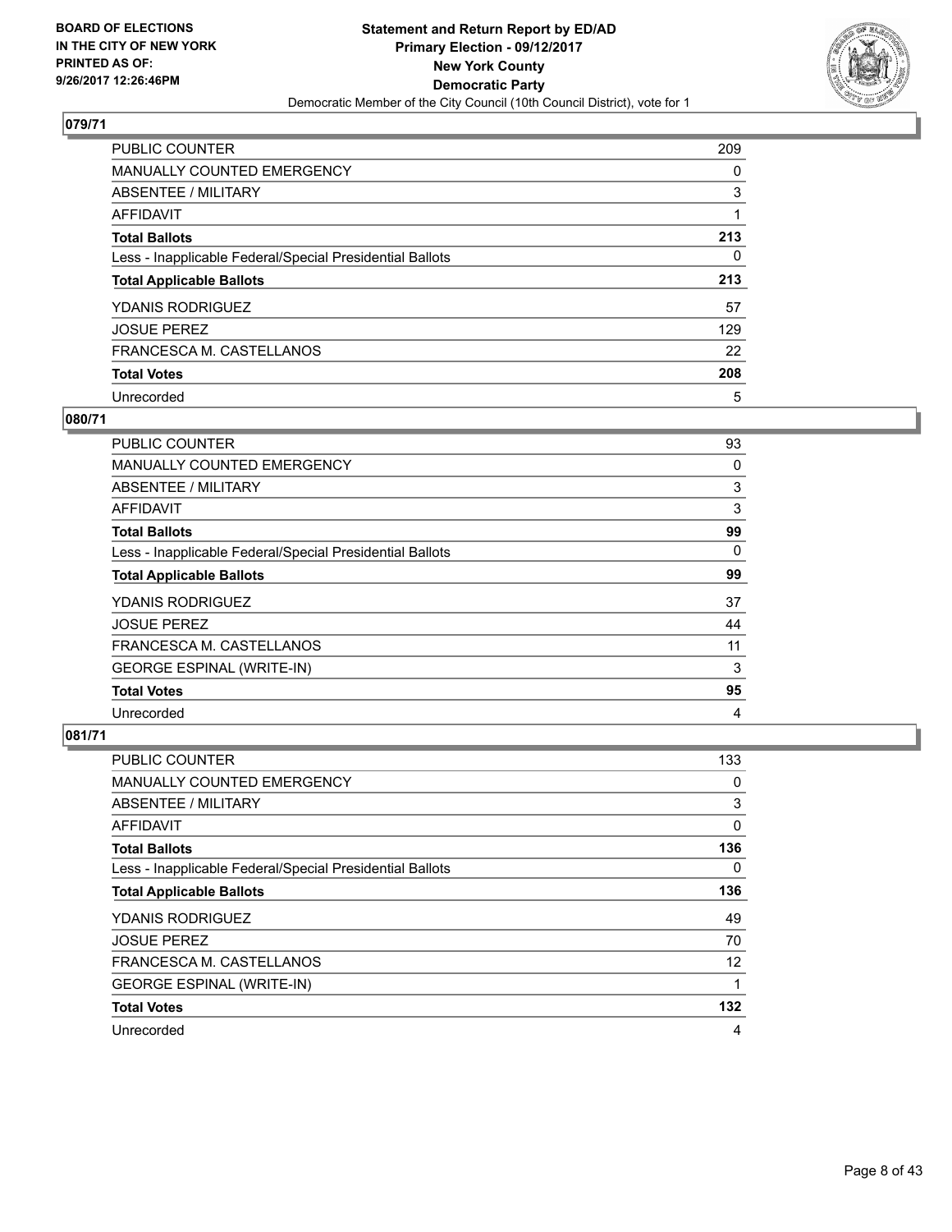**BOARD OF ELECTIONS IN THE CITY OF NEW YORK PRINTED AS OF: 9/26/2017 12:26:46PM**

**Statement and Return Report by ED/AD Primary Election - 09/12/2017 New York County Democratic Party**

Democratic Member of the City Council (10th Council District), vote for 1

## 079/71

| | |
|---|---|
| PUBLIC COUNTER | 209 |
| MANUALLY COUNTED EMERGENCY | 0 |
| ABSENTEE / MILITARY | 3 |
| AFFIDAVIT | 1 |
| **Total Ballots** | **213** |
| Less - Inapplicable Federal/Special Presidential Ballots | 0 |
| **Total Applicable Ballots** | **213** |
| YDANIS RODRIGUEZ | 57 |
| JOSUE PEREZ | 129 |
| FRANCESCA M. CASTELLANOS | 22 |
| **Total Votes** | **208** |
| Unrecorded | 5 |

## 080/71

| | |
|---|---|
| PUBLIC COUNTER | 93 |
| MANUALLY COUNTED EMERGENCY | 0 |
| ABSENTEE / MILITARY | 3 |
| AFFIDAVIT | 3 |
| **Total Ballots** | **99** |
| Less - Inapplicable Federal/Special Presidential Ballots | 0 |
| **Total Applicable Ballots** | **99** |
| YDANIS RODRIGUEZ | 37 |
| JOSUE PEREZ | 44 |
| FRANCESCA M. CASTELLANOS | 11 |
| GEORGE ESPINAL (WRITE-IN) | 3 |
| **Total Votes** | **95** |
| Unrecorded | 4 |

## 081/71

| | |
|---|---|
| PUBLIC COUNTER | 133 |
| MANUALLY COUNTED EMERGENCY | 0 |
| ABSENTEE / MILITARY | 3 |
| AFFIDAVIT | 0 |
| **Total Ballots** | **136** |
| Less - Inapplicable Federal/Special Presidential Ballots | 0 |
| **Total Applicable Ballots** | **136** |
| YDANIS RODRIGUEZ | 49 |
| JOSUE PEREZ | 70 |
| FRANCESCA M. CASTELLANOS | 12 |
| GEORGE ESPINAL (WRITE-IN) | 1 |
| **Total Votes** | **132** |
| Unrecorded | 4 |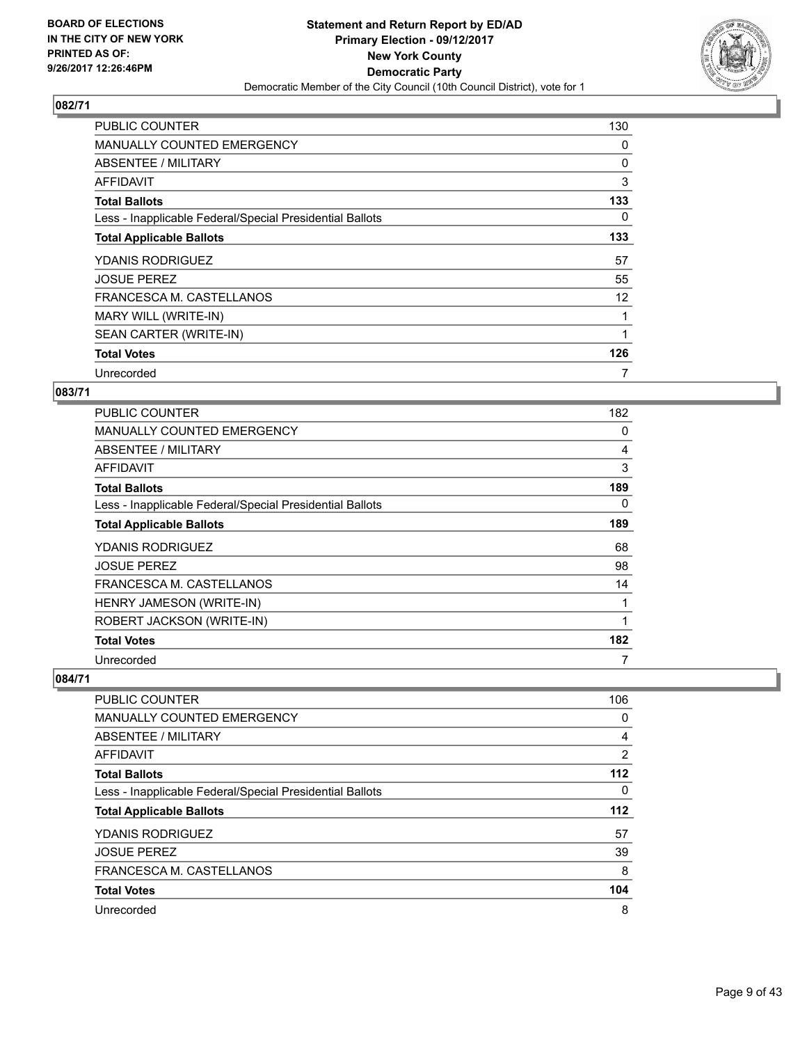**BOARD OF ELECTIONS IN THE CITY OF NEW YORK PRINTED AS OF: 9/26/2017 12:26:46PM**

**Statement and Return Report by ED/AD**
**Primary Election - 09/12/2017**
**New York County**
**Democratic Party**
Democratic Member of the City Council (10th Council District), vote for 1

## 082/71

| | |
|---|---|
| PUBLIC COUNTER | 130 |
| MANUALLY COUNTED EMERGENCY | 0 |
| ABSENTEE / MILITARY | 0 |
| AFFIDAVIT | 3 |
| **Total Ballots** | **133** |
| Less - Inapplicable Federal/Special Presidential Ballots | 0 |
| **Total Applicable Ballots** | **133** |
| YDANIS RODRIGUEZ | 57 |
| JOSUE PEREZ | 55 |
| FRANCESCA M. CASTELLANOS | 12 |
| MARY WILL (WRITE-IN) | 1 |
| SEAN CARTER (WRITE-IN) | 1 |
| **Total Votes** | **126** |
| Unrecorded | 7 |

## 083/71

| | |
|---|---|
| PUBLIC COUNTER | 182 |
| MANUALLY COUNTED EMERGENCY | 0 |
| ABSENTEE / MILITARY | 4 |
| AFFIDAVIT | 3 |
| **Total Ballots** | **189** |
| Less - Inapplicable Federal/Special Presidential Ballots | 0 |
| **Total Applicable Ballots** | **189** |
| YDANIS RODRIGUEZ | 68 |
| JOSUE PEREZ | 98 |
| FRANCESCA M. CASTELLANOS | 14 |
| HENRY JAMESON (WRITE-IN) | 1 |
| ROBERT JACKSON (WRITE-IN) | 1 |
| **Total Votes** | **182** |
| Unrecorded | 7 |

## 084/71

| | |
|---|---|
| PUBLIC COUNTER | 106 |
| MANUALLY COUNTED EMERGENCY | 0 |
| ABSENTEE / MILITARY | 4 |
| AFFIDAVIT | 2 |
| **Total Ballots** | **112** |
| Less - Inapplicable Federal/Special Presidential Ballots | 0 |
| **Total Applicable Ballots** | **112** |
| YDANIS RODRIGUEZ | 57 |
| JOSUE PEREZ | 39 |
| FRANCESCA M. CASTELLANOS | 8 |
| **Total Votes** | **104** |
| Unrecorded | 8 |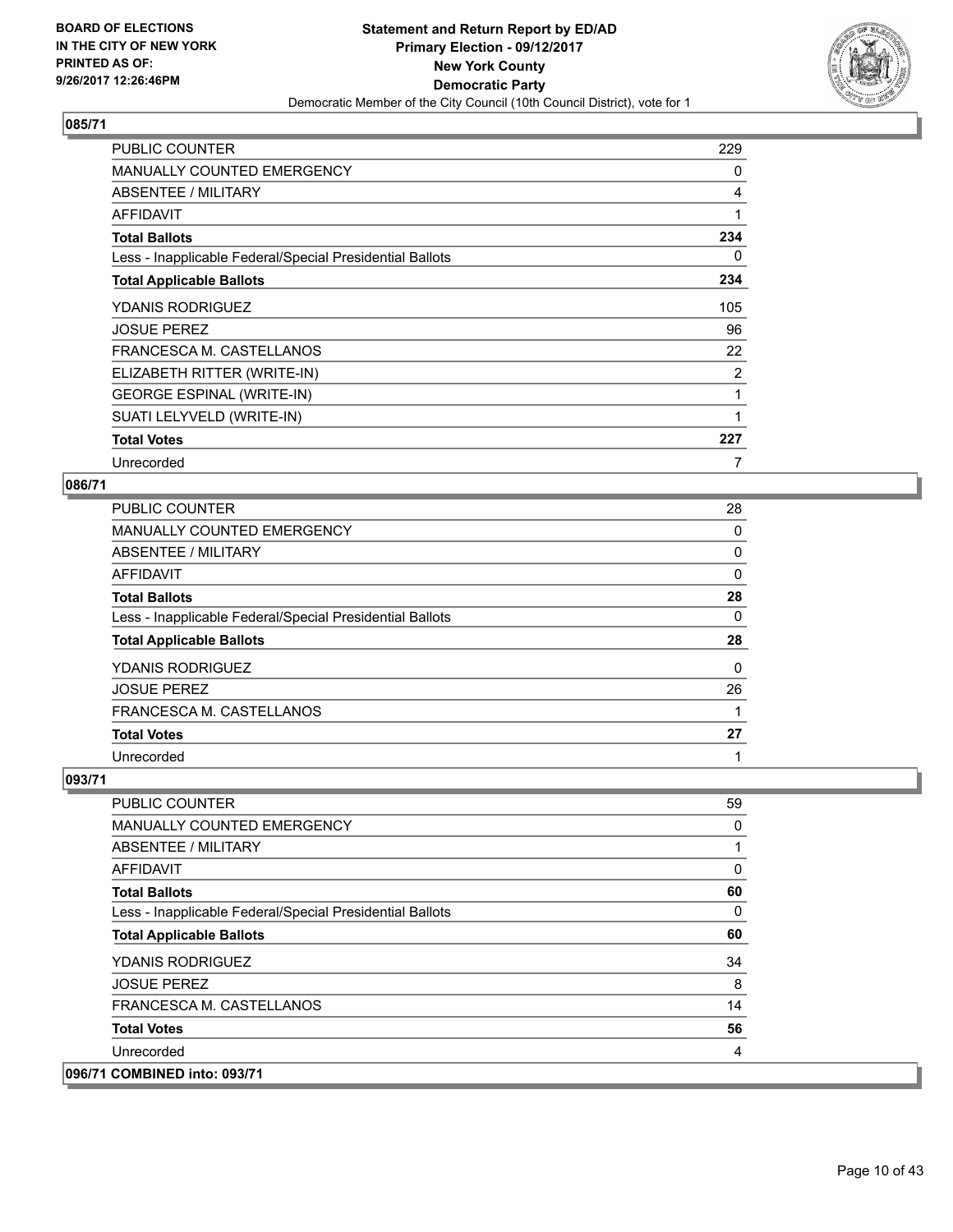**BOARD OF ELECTIONS IN THE CITY OF NEW YORK PRINTED AS OF: 9/26/2017 12:26:46PM**

**Statement and Return Report by ED/AD**
**Primary Election - 09/12/2017**
**New York County**
**Democratic Party**
Democratic Member of the City Council (10th Council District), vote for 1

**085/71**

| | |
|---|---|
| PUBLIC COUNTER | 229 |
| MANUALLY COUNTED EMERGENCY | 0 |
| ABSENTEE / MILITARY | 4 |
| AFFIDAVIT | 1 |
| **Total Ballots** | **234** |
| Less - Inapplicable Federal/Special Presidential Ballots | 0 |
| **Total Applicable Ballots** | **234** |
| YDANIS RODRIGUEZ | 105 |
| JOSUE PEREZ | 96 |
| FRANCESCA M. CASTELLANOS | 22 |
| ELIZABETH RITTER (WRITE-IN) | 2 |
| GEORGE ESPINAL (WRITE-IN) | 1 |
| SUATI LELYVELD (WRITE-IN) | 1 |
| **Total Votes** | **227** |
| Unrecorded | 7 |

**086/71**

| | |
|---|---|
| PUBLIC COUNTER | 28 |
| MANUALLY COUNTED EMERGENCY | 0 |
| ABSENTEE / MILITARY | 0 |
| AFFIDAVIT | 0 |
| **Total Ballots** | **28** |
| Less - Inapplicable Federal/Special Presidential Ballots | 0 |
| **Total Applicable Ballots** | **28** |
| YDANIS RODRIGUEZ | 0 |
| JOSUE PEREZ | 26 |
| FRANCESCA M. CASTELLANOS | 1 |
| **Total Votes** | **27** |
| Unrecorded | 1 |

**093/71**

| | |
|---|---|
| PUBLIC COUNTER | 59 |
| MANUALLY COUNTED EMERGENCY | 0 |
| ABSENTEE / MILITARY | 1 |
| AFFIDAVIT | 0 |
| **Total Ballots** | **60** |
| Less - Inapplicable Federal/Special Presidential Ballots | 0 |
| **Total Applicable Ballots** | **60** |
| YDANIS RODRIGUEZ | 34 |
| JOSUE PEREZ | 8 |
| FRANCESCA M. CASTELLANOS | 14 |
| **Total Votes** | **56** |
| Unrecorded | 4 |

**096/71 COMBINED into: 093/71**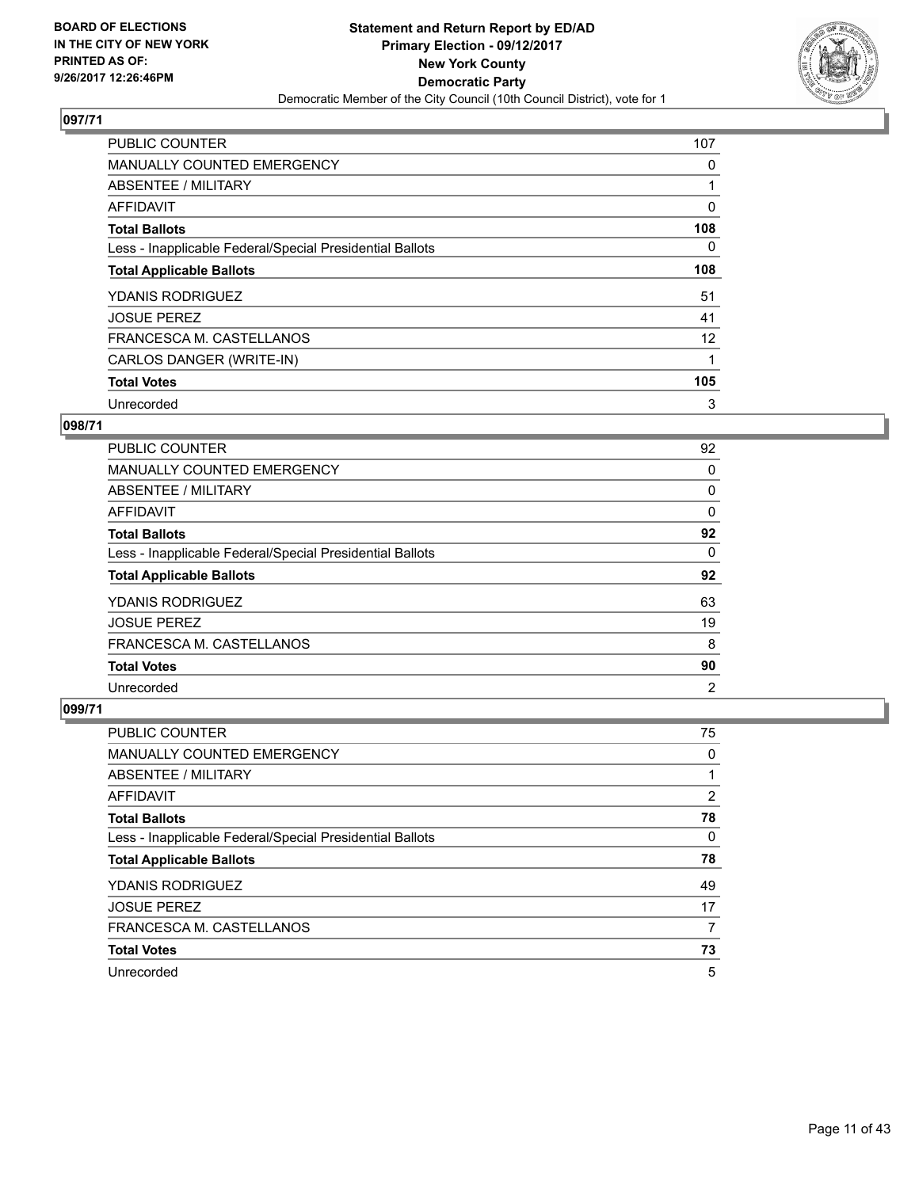BOARD OF ELECTIONS
IN THE CITY OF NEW YORK
PRINTED AS OF:
9/26/2017 12:26:46PM

**Statement and Return Report by ED/AD**
**Primary Election - 09/12/2017**
**New York County**
**Democratic Party**
Democratic Member of the City Council (10th Council District), vote for 1

## 097/71

| | |
|---|---|
| PUBLIC COUNTER | 107 |
| MANUALLY COUNTED EMERGENCY | 0 |
| ABSENTEE / MILITARY | 1 |
| AFFIDAVIT | 0 |
| **Total Ballots** | **108** |
| Less - Inapplicable Federal/Special Presidential Ballots | 0 |
| **Total Applicable Ballots** | **108** |
| YDANIS RODRIGUEZ | 51 |
| JOSUE PEREZ | 41 |
| FRANCESCA M. CASTELLANOS | 12 |
| CARLOS DANGER (WRITE-IN) | 1 |
| **Total Votes** | **105** |
| Unrecorded | 3 |

## 098/71

| | |
|---|---|
| PUBLIC COUNTER | 92 |
| MANUALLY COUNTED EMERGENCY | 0 |
| ABSENTEE / MILITARY | 0 |
| AFFIDAVIT | 0 |
| **Total Ballots** | **92** |
| Less - Inapplicable Federal/Special Presidential Ballots | 0 |
| **Total Applicable Ballots** | **92** |
| YDANIS RODRIGUEZ | 63 |
| JOSUE PEREZ | 19 |
| FRANCESCA M. CASTELLANOS | 8 |
| **Total Votes** | **90** |
| Unrecorded | 2 |

## 099/71

| | |
|---|---|
| PUBLIC COUNTER | 75 |
| MANUALLY COUNTED EMERGENCY | 0 |
| ABSENTEE / MILITARY | 1 |
| AFFIDAVIT | 2 |
| **Total Ballots** | **78** |
| Less - Inapplicable Federal/Special Presidential Ballots | 0 |
| **Total Applicable Ballots** | **78** |
| YDANIS RODRIGUEZ | 49 |
| JOSUE PEREZ | 17 |
| FRANCESCA M. CASTELLANOS | 7 |
| **Total Votes** | **73** |
| Unrecorded | 5 |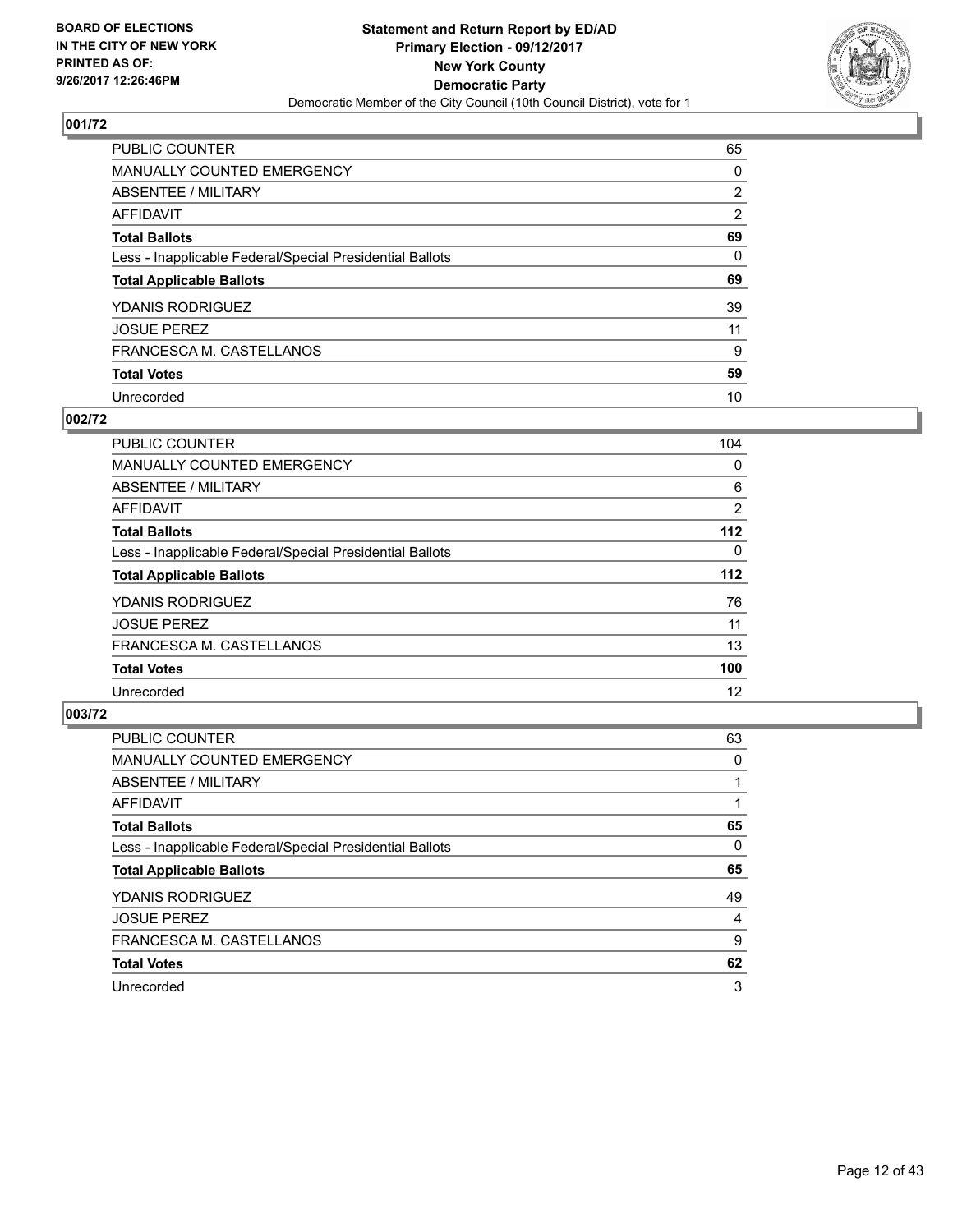BOARD OF ELECTIONS
IN THE CITY OF NEW YORK
PRINTED AS OF:
9/26/2017 12:26:46PM

**Statement and Return Report by ED/AD**
**Primary Election - 09/12/2017**
**New York County**
**Democratic Party**
Democratic Member of the City Council (10th Council District), vote for 1

### 001/72

| | |
|---|---|
| PUBLIC COUNTER | 65 |
| MANUALLY COUNTED EMERGENCY | 0 |
| ABSENTEE / MILITARY | 2 |
| AFFIDAVIT | 2 |
| **Total Ballots** | **69** |
| Less - Inapplicable Federal/Special Presidential Ballots | 0 |
| **Total Applicable Ballots** | **69** |
| YDANIS RODRIGUEZ | 39 |
| JOSUE PEREZ | 11 |
| FRANCESCA M. CASTELLANOS | 9 |
| **Total Votes** | **59** |
| Unrecorded | 10 |

### 002/72

| | |
|---|---|
| PUBLIC COUNTER | 104 |
| MANUALLY COUNTED EMERGENCY | 0 |
| ABSENTEE / MILITARY | 6 |
| AFFIDAVIT | 2 |
| **Total Ballots** | **112** |
| Less - Inapplicable Federal/Special Presidential Ballots | 0 |
| **Total Applicable Ballots** | **112** |
| YDANIS RODRIGUEZ | 76 |
| JOSUE PEREZ | 11 |
| FRANCESCA M. CASTELLANOS | 13 |
| **Total Votes** | **100** |
| Unrecorded | 12 |

### 003/72

| | |
|---|---|
| PUBLIC COUNTER | 63 |
| MANUALLY COUNTED EMERGENCY | 0 |
| ABSENTEE / MILITARY | 1 |
| AFFIDAVIT | 1 |
| **Total Ballots** | **65** |
| Less - Inapplicable Federal/Special Presidential Ballots | 0 |
| **Total Applicable Ballots** | **65** |
| YDANIS RODRIGUEZ | 49 |
| JOSUE PEREZ | 4 |
| FRANCESCA M. CASTELLANOS | 9 |
| **Total Votes** | **62** |
| Unrecorded | 3 |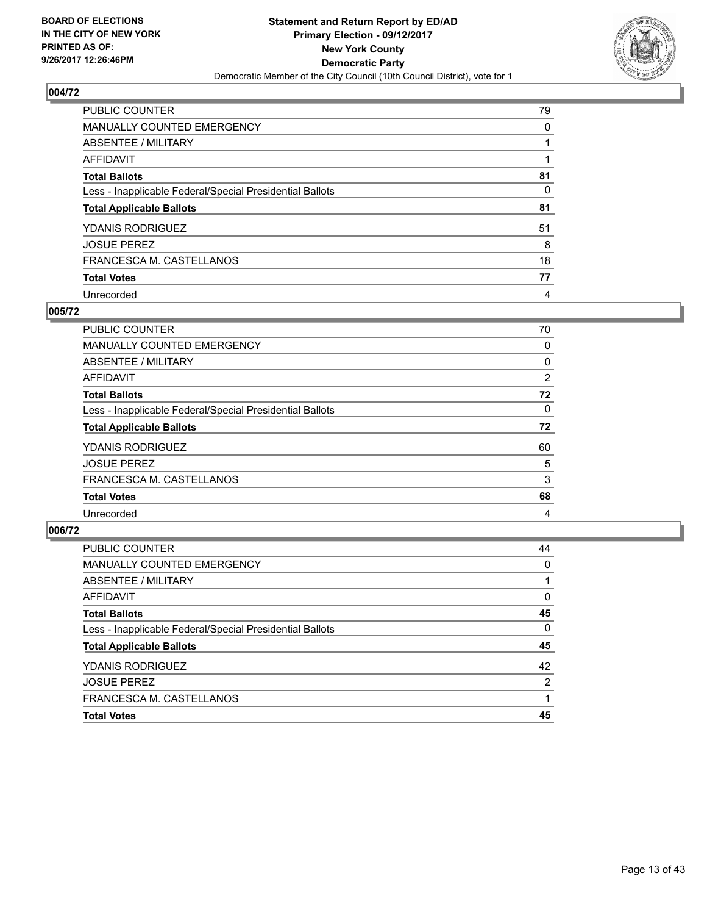BOARD OF ELECTIONS
IN THE CITY OF NEW YORK
PRINTED AS OF:
9/26/2017 12:26:46PM

**Statement and Return Report by ED/AD**
**Primary Election - 09/12/2017**
**New York County**
**Democratic Party**
Democratic Member of the City Council (10th Council District), vote for 1

## 004/72

| | |
|---|---|
| PUBLIC COUNTER | 79 |
| MANUALLY COUNTED EMERGENCY | 0 |
| ABSENTEE / MILITARY | 1 |
| AFFIDAVIT | 1 |
| **Total Ballots** | **81** |
| Less - Inapplicable Federal/Special Presidential Ballots | 0 |
| **Total Applicable Ballots** | **81** |
| YDANIS RODRIGUEZ | 51 |
| JOSUE PEREZ | 8 |
| FRANCESCA M. CASTELLANOS | 18 |
| **Total Votes** | **77** |
| Unrecorded | 4 |

## 005/72

| | |
|---|---|
| PUBLIC COUNTER | 70 |
| MANUALLY COUNTED EMERGENCY | 0 |
| ABSENTEE / MILITARY | 0 |
| AFFIDAVIT | 2 |
| **Total Ballots** | **72** |
| Less - Inapplicable Federal/Special Presidential Ballots | 0 |
| **Total Applicable Ballots** | **72** |
| YDANIS RODRIGUEZ | 60 |
| JOSUE PEREZ | 5 |
| FRANCESCA M. CASTELLANOS | 3 |
| **Total Votes** | **68** |
| Unrecorded | 4 |

## 006/72

| | |
|---|---|
| PUBLIC COUNTER | 44 |
| MANUALLY COUNTED EMERGENCY | 0 |
| ABSENTEE / MILITARY | 1 |
| AFFIDAVIT | 0 |
| **Total Ballots** | **45** |
| Less - Inapplicable Federal/Special Presidential Ballots | 0 |
| **Total Applicable Ballots** | **45** |
| YDANIS RODRIGUEZ | 42 |
| JOSUE PEREZ | 2 |
| FRANCESCA M. CASTELLANOS | 1 |
| **Total Votes** | **45** |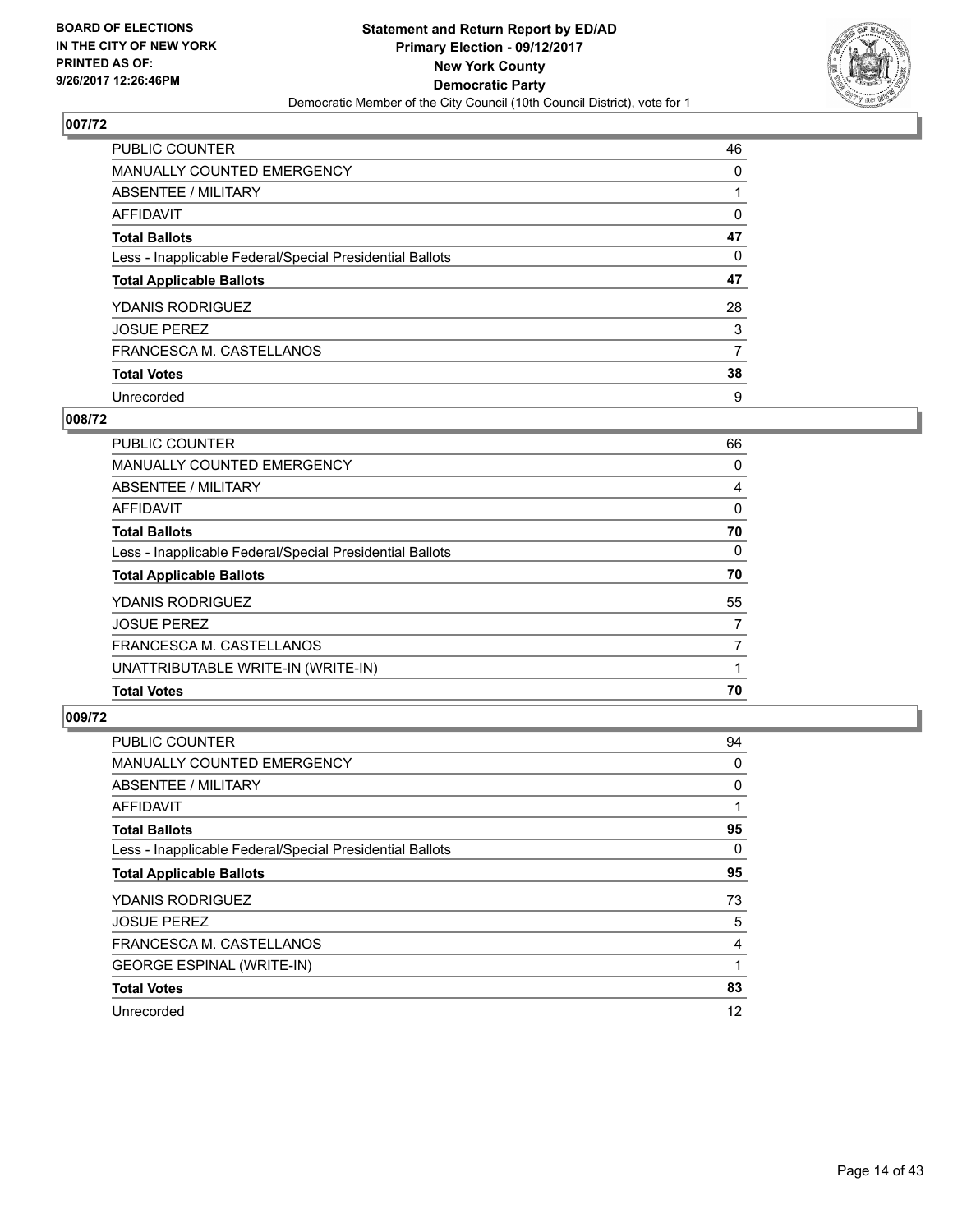BOARD OF ELECTIONS
IN THE CITY OF NEW YORK
PRINTED AS OF:
9/26/2017 12:26:46PM

**Statement and Return Report by ED/AD**
**Primary Election - 09/12/2017**
**New York County**
**Democratic Party**
Democratic Member of the City Council (10th Council District), vote for 1

## 007/72

| | |
|---|---|
| PUBLIC COUNTER | 46 |
| MANUALLY COUNTED EMERGENCY | 0 |
| ABSENTEE / MILITARY | 1 |
| AFFIDAVIT | 0 |
| **Total Ballots** | **47** |
| Less - Inapplicable Federal/Special Presidential Ballots | 0 |
| **Total Applicable Ballots** | **47** |
| YDANIS RODRIGUEZ | 28 |
| JOSUE PEREZ | 3 |
| FRANCESCA M. CASTELLANOS | 7 |
| **Total Votes** | **38** |
| Unrecorded | 9 |

## 008/72

| | |
|---|---|
| PUBLIC COUNTER | 66 |
| MANUALLY COUNTED EMERGENCY | 0 |
| ABSENTEE / MILITARY | 4 |
| AFFIDAVIT | 0 |
| **Total Ballots** | **70** |
| Less - Inapplicable Federal/Special Presidential Ballots | 0 |
| **Total Applicable Ballots** | **70** |
| YDANIS RODRIGUEZ | 55 |
| JOSUE PEREZ | 7 |
| FRANCESCA M. CASTELLANOS | 7 |
| UNATTRIBUTABLE WRITE-IN (WRITE-IN) | 1 |
| **Total Votes** | **70** |

## 009/72

| | |
|---|---|
| PUBLIC COUNTER | 94 |
| MANUALLY COUNTED EMERGENCY | 0 |
| ABSENTEE / MILITARY | 0 |
| AFFIDAVIT | 1 |
| **Total Ballots** | **95** |
| Less - Inapplicable Federal/Special Presidential Ballots | 0 |
| **Total Applicable Ballots** | **95** |
| YDANIS RODRIGUEZ | 73 |
| JOSUE PEREZ | 5 |
| FRANCESCA M. CASTELLANOS | 4 |
| GEORGE ESPINAL (WRITE-IN) | 1 |
| **Total Votes** | **83** |
| Unrecorded | 12 |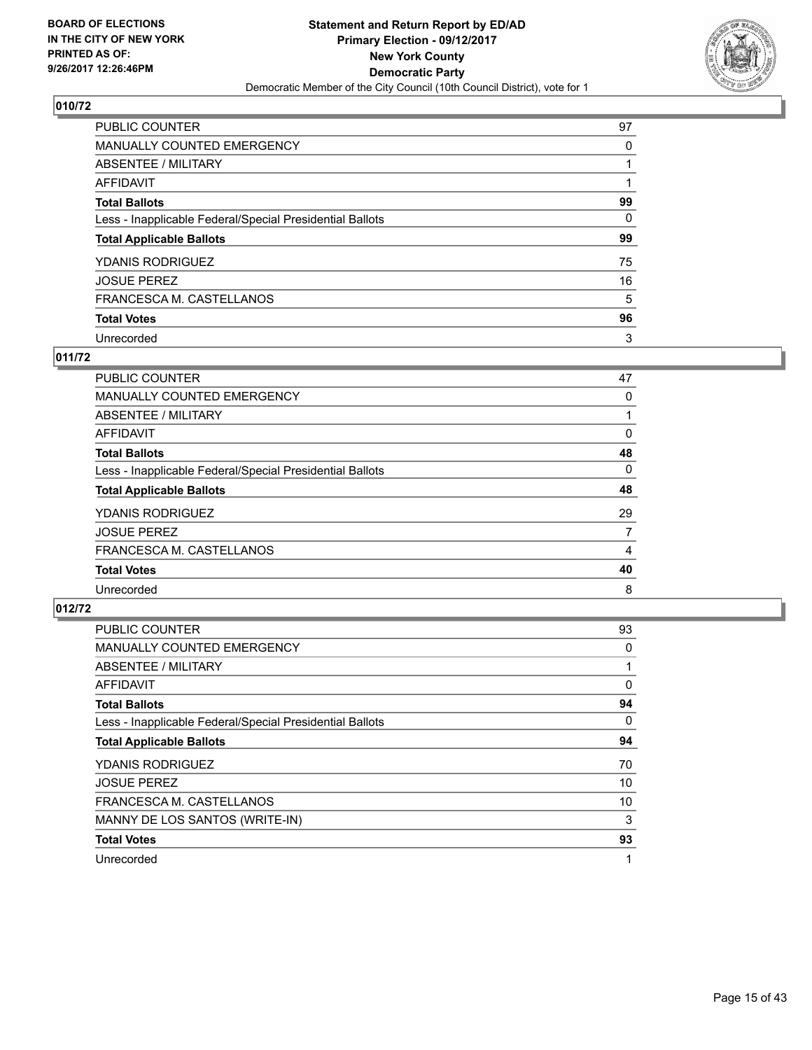BOARD OF ELECTIONS
IN THE CITY OF NEW YORK
PRINTED AS OF:
9/26/2017 12:26:46PM

**Statement and Return Report by ED/AD**
**Primary Election - 09/12/2017**
**New York County**
**Democratic Party**
Democratic Member of the City Council (10th Council District), vote for 1

### 010/72

| | |
|---|---|
| PUBLIC COUNTER | 97 |
| MANUALLY COUNTED EMERGENCY | 0 |
| ABSENTEE / MILITARY | 1 |
| AFFIDAVIT | 1 |
| **Total Ballots** | **99** |
| Less - Inapplicable Federal/Special Presidential Ballots | 0 |
| **Total Applicable Ballots** | **99** |
| YDANIS RODRIGUEZ | 75 |
| JOSUE PEREZ | 16 |
| FRANCESCA M. CASTELLANOS | 5 |
| **Total Votes** | **96** |
| Unrecorded | 3 |

### 011/72

| | |
|---|---|
| PUBLIC COUNTER | 47 |
| MANUALLY COUNTED EMERGENCY | 0 |
| ABSENTEE / MILITARY | 1 |
| AFFIDAVIT | 0 |
| **Total Ballots** | **48** |
| Less - Inapplicable Federal/Special Presidential Ballots | 0 |
| **Total Applicable Ballots** | **48** |
| YDANIS RODRIGUEZ | 29 |
| JOSUE PEREZ | 7 |
| FRANCESCA M. CASTELLANOS | 4 |
| **Total Votes** | **40** |
| Unrecorded | 8 |

### 012/72

| | |
|---|---|
| PUBLIC COUNTER | 93 |
| MANUALLY COUNTED EMERGENCY | 0 |
| ABSENTEE / MILITARY | 1 |
| AFFIDAVIT | 0 |
| **Total Ballots** | **94** |
| Less - Inapplicable Federal/Special Presidential Ballots | 0 |
| **Total Applicable Ballots** | **94** |
| YDANIS RODRIGUEZ | 70 |
| JOSUE PEREZ | 10 |
| FRANCESCA M. CASTELLANOS | 10 |
| MANNY DE LOS SANTOS (WRITE-IN) | 3 |
| **Total Votes** | **93** |
| Unrecorded | 1 |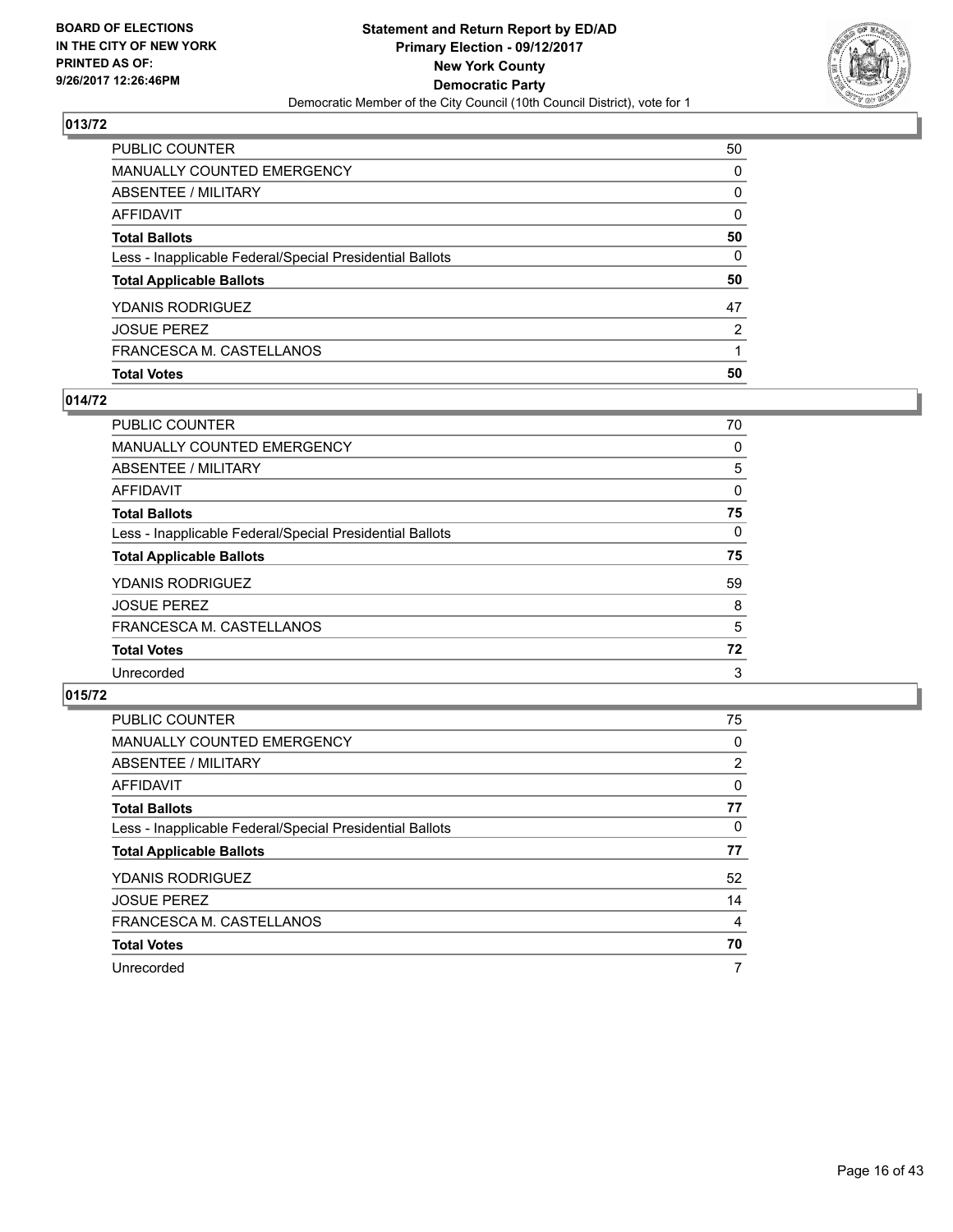**BOARD OF ELECTIONS IN THE CITY OF NEW YORK PRINTED AS OF: 9/26/2017 12:26:46PM**

**Statement and Return Report by ED/AD**
**Primary Election - 09/12/2017**
**New York County**
**Democratic Party**
Democratic Member of the City Council (10th Council District), vote for 1

## 013/72

| | |
|---|---|
| PUBLIC COUNTER | 50 |
| MANUALLY COUNTED EMERGENCY | 0 |
| ABSENTEE / MILITARY | 0 |
| AFFIDAVIT | 0 |
| **Total Ballots** | **50** |
| Less - Inapplicable Federal/Special Presidential Ballots | 0 |
| **Total Applicable Ballots** | **50** |
| YDANIS RODRIGUEZ | 47 |
| JOSUE PEREZ | 2 |
| FRANCESCA M. CASTELLANOS | 1 |
| **Total Votes** | **50** |

## 014/72

| | |
|---|---|
| PUBLIC COUNTER | 70 |
| MANUALLY COUNTED EMERGENCY | 0 |
| ABSENTEE / MILITARY | 5 |
| AFFIDAVIT | 0 |
| **Total Ballots** | **75** |
| Less - Inapplicable Federal/Special Presidential Ballots | 0 |
| **Total Applicable Ballots** | **75** |
| YDANIS RODRIGUEZ | 59 |
| JOSUE PEREZ | 8 |
| FRANCESCA M. CASTELLANOS | 5 |
| **Total Votes** | **72** |
| Unrecorded | 3 |

## 015/72

| | |
|---|---|
| PUBLIC COUNTER | 75 |
| MANUALLY COUNTED EMERGENCY | 0 |
| ABSENTEE / MILITARY | 2 |
| AFFIDAVIT | 0 |
| **Total Ballots** | **77** |
| Less - Inapplicable Federal/Special Presidential Ballots | 0 |
| **Total Applicable Ballots** | **77** |
| YDANIS RODRIGUEZ | 52 |
| JOSUE PEREZ | 14 |
| FRANCESCA M. CASTELLANOS | 4 |
| **Total Votes** | **70** |
| Unrecorded | 7 |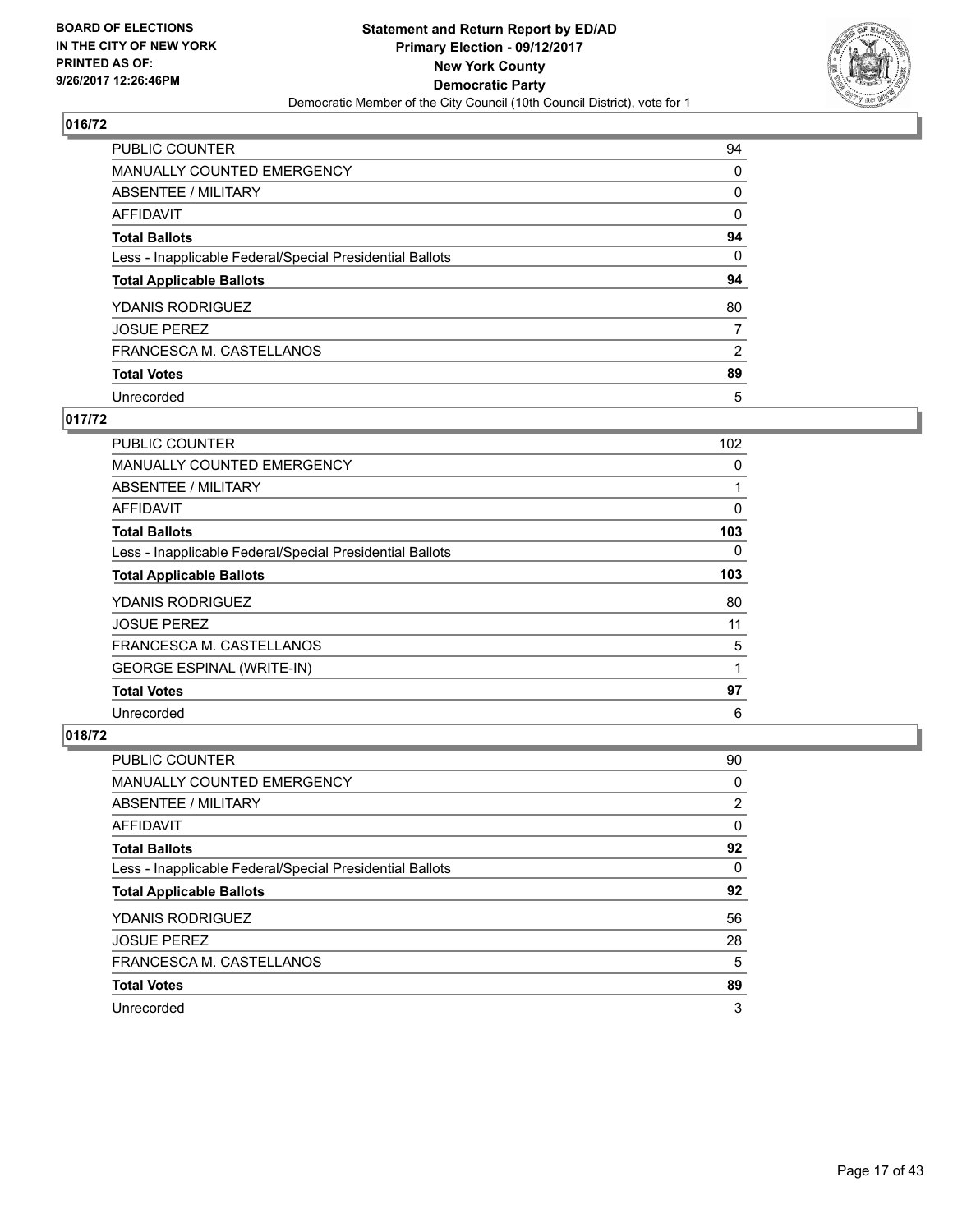**BOARD OF ELECTIONS IN THE CITY OF NEW YORK PRINTED AS OF: 9/26/2017 12:26:46PM**

**Statement and Return Report by ED/AD**
**Primary Election - 09/12/2017**
**New York County**
**Democratic Party**
Democratic Member of the City Council (10th Council District), vote for 1

## 016/72

| | |
|---|---|
| PUBLIC COUNTER | 94 |
| MANUALLY COUNTED EMERGENCY | 0 |
| ABSENTEE / MILITARY | 0 |
| AFFIDAVIT | 0 |
| **Total Ballots** | **94** |
| Less - Inapplicable Federal/Special Presidential Ballots | 0 |
| **Total Applicable Ballots** | **94** |
| YDANIS RODRIGUEZ | 80 |
| JOSUE PEREZ | 7 |
| FRANCESCA M. CASTELLANOS | 2 |
| **Total Votes** | **89** |
| Unrecorded | 5 |

## 017/72

| | |
|---|---|
| PUBLIC COUNTER | 102 |
| MANUALLY COUNTED EMERGENCY | 0 |
| ABSENTEE / MILITARY | 1 |
| AFFIDAVIT | 0 |
| **Total Ballots** | **103** |
| Less - Inapplicable Federal/Special Presidential Ballots | 0 |
| **Total Applicable Ballots** | **103** |
| YDANIS RODRIGUEZ | 80 |
| JOSUE PEREZ | 11 |
| FRANCESCA M. CASTELLANOS | 5 |
| GEORGE ESPINAL (WRITE-IN) | 1 |
| **Total Votes** | **97** |
| Unrecorded | 6 |

## 018/72

| | |
|---|---|
| PUBLIC COUNTER | 90 |
| MANUALLY COUNTED EMERGENCY | 0 |
| ABSENTEE / MILITARY | 2 |
| AFFIDAVIT | 0 |
| **Total Ballots** | **92** |
| Less - Inapplicable Federal/Special Presidential Ballots | 0 |
| **Total Applicable Ballots** | **92** |
| YDANIS RODRIGUEZ | 56 |
| JOSUE PEREZ | 28 |
| FRANCESCA M. CASTELLANOS | 5 |
| **Total Votes** | **89** |
| Unrecorded | 3 |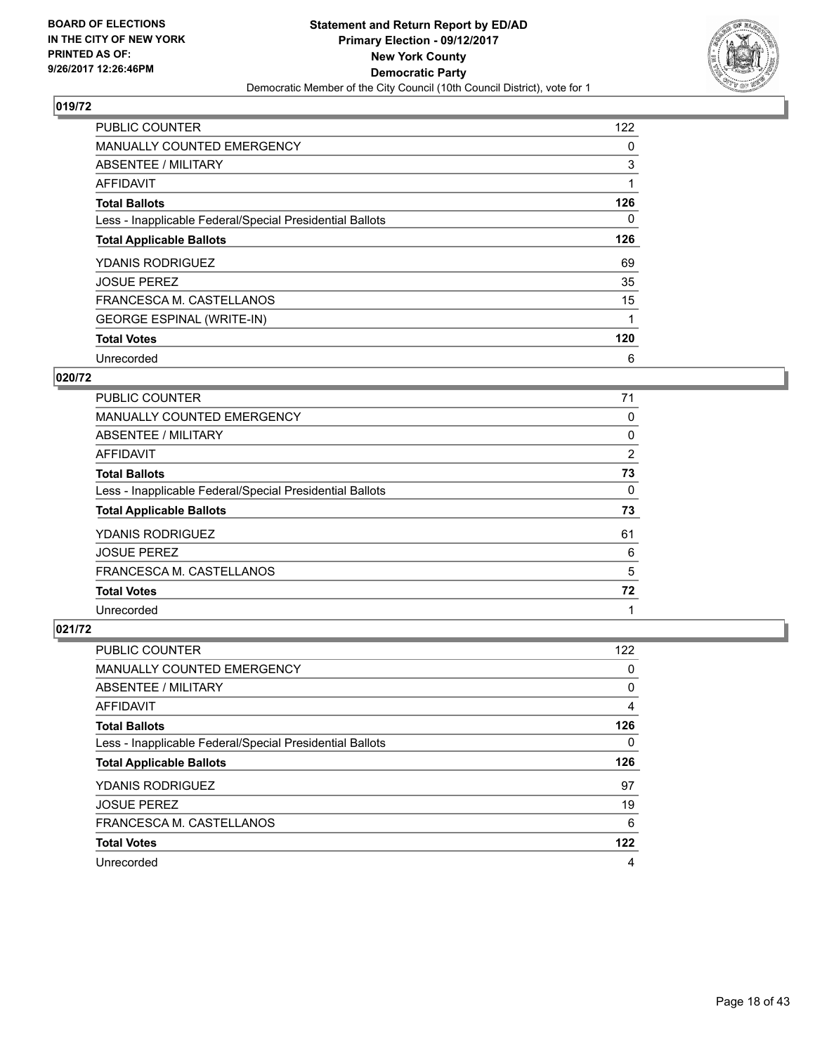**BOARD OF ELECTIONS IN THE CITY OF NEW YORK PRINTED AS OF: 9/26/2017 12:26:46PM**

# Statement and Return Report by ED/AD
## Primary Election - 09/12/2017
## New York County
## Democratic Party
Democratic Member of the City Council (10th Council District), vote for 1

### 019/72

| | |
|---|---|
| PUBLIC COUNTER | 122 |
| MANUALLY COUNTED EMERGENCY | 0 |
| ABSENTEE / MILITARY | 3 |
| AFFIDAVIT | 1 |
| **Total Ballots** | **126** |
| Less - Inapplicable Federal/Special Presidential Ballots | 0 |
| **Total Applicable Ballots** | **126** |
| YDANIS RODRIGUEZ | 69 |
| JOSUE PEREZ | 35 |
| FRANCESCA M. CASTELLANOS | 15 |
| GEORGE ESPINAL (WRITE-IN) | 1 |
| **Total Votes** | **120** |
| Unrecorded | 6 |

### 020/72

| | |
|---|---|
| PUBLIC COUNTER | 71 |
| MANUALLY COUNTED EMERGENCY | 0 |
| ABSENTEE / MILITARY | 0 |
| AFFIDAVIT | 2 |
| **Total Ballots** | **73** |
| Less - Inapplicable Federal/Special Presidential Ballots | 0 |
| **Total Applicable Ballots** | **73** |
| YDANIS RODRIGUEZ | 61 |
| JOSUE PEREZ | 6 |
| FRANCESCA M. CASTELLANOS | 5 |
| **Total Votes** | **72** |
| Unrecorded | 1 |

### 021/72

| | |
|---|---|
| PUBLIC COUNTER | 122 |
| MANUALLY COUNTED EMERGENCY | 0 |
| ABSENTEE / MILITARY | 0 |
| AFFIDAVIT | 4 |
| **Total Ballots** | **126** |
| Less - Inapplicable Federal/Special Presidential Ballots | 0 |
| **Total Applicable Ballots** | **126** |
| YDANIS RODRIGUEZ | 97 |
| JOSUE PEREZ | 19 |
| FRANCESCA M. CASTELLANOS | 6 |
| **Total Votes** | **122** |
| Unrecorded | 4 |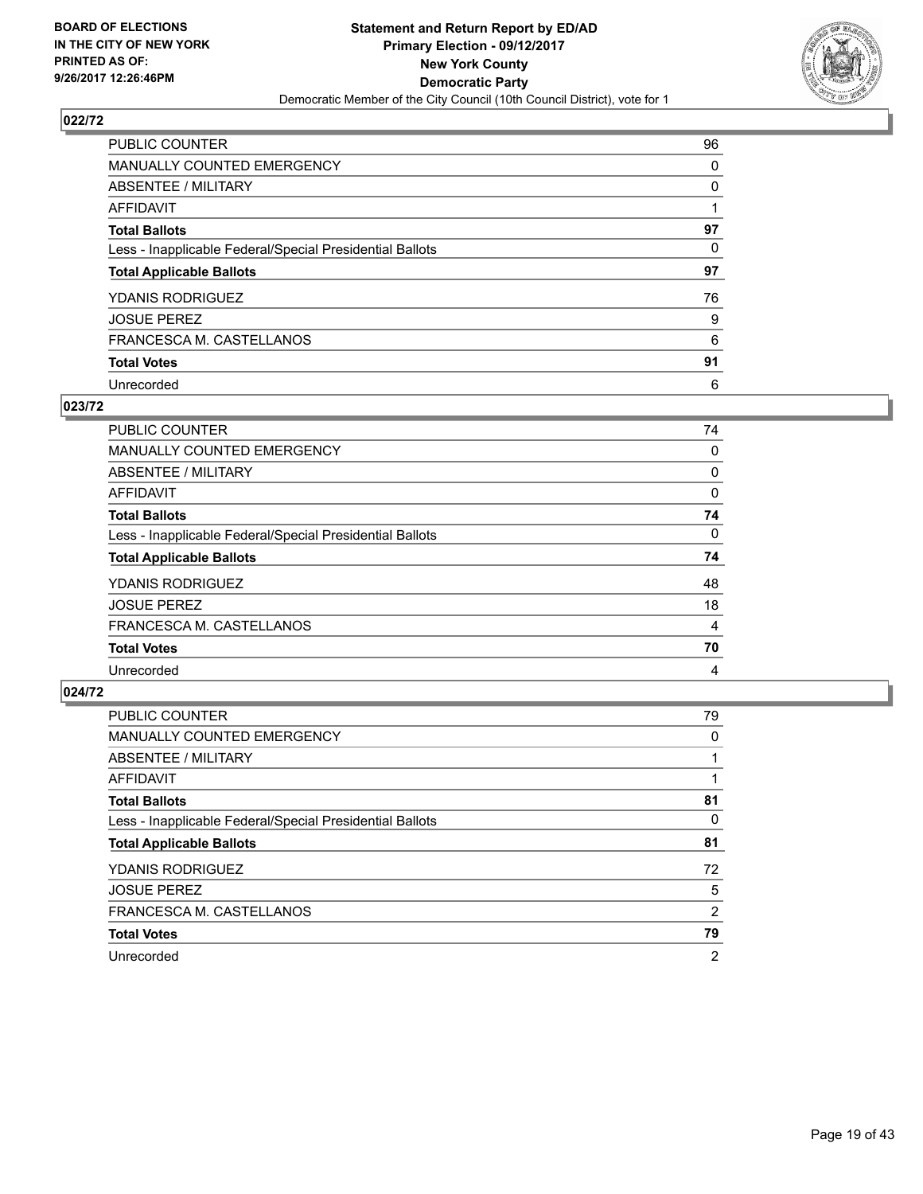**BOARD OF ELECTIONS IN THE CITY OF NEW YORK PRINTED AS OF: 9/26/2017 12:26:46PM**

**Statement and Return Report by ED/AD Primary Election - 09/12/2017 New York County Democratic Party**
Democratic Member of the City Council (10th Council District), vote for 1

### 022/72

| | |
|---|---|
| PUBLIC COUNTER | 96 |
| MANUALLY COUNTED EMERGENCY | 0 |
| ABSENTEE / MILITARY | 0 |
| AFFIDAVIT | 1 |
| **Total Ballots** | **97** |
| Less - Inapplicable Federal/Special Presidential Ballots | 0 |
| **Total Applicable Ballots** | **97** |
| YDANIS RODRIGUEZ | 76 |
| JOSUE PEREZ | 9 |
| FRANCESCA M. CASTELLANOS | 6 |
| **Total Votes** | **91** |
| Unrecorded | 6 |

### 023/72

| | |
|---|---|
| PUBLIC COUNTER | 74 |
| MANUALLY COUNTED EMERGENCY | 0 |
| ABSENTEE / MILITARY | 0 |
| AFFIDAVIT | 0 |
| **Total Ballots** | **74** |
| Less - Inapplicable Federal/Special Presidential Ballots | 0 |
| **Total Applicable Ballots** | **74** |
| YDANIS RODRIGUEZ | 48 |
| JOSUE PEREZ | 18 |
| FRANCESCA M. CASTELLANOS | 4 |
| **Total Votes** | **70** |
| Unrecorded | 4 |

### 024/72

| | |
|---|---|
| PUBLIC COUNTER | 79 |
| MANUALLY COUNTED EMERGENCY | 0 |
| ABSENTEE / MILITARY | 1 |
| AFFIDAVIT | 1 |
| **Total Ballots** | **81** |
| Less - Inapplicable Federal/Special Presidential Ballots | 0 |
| **Total Applicable Ballots** | **81** |
| YDANIS RODRIGUEZ | 72 |
| JOSUE PEREZ | 5 |
| FRANCESCA M. CASTELLANOS | 2 |
| **Total Votes** | **79** |
| Unrecorded | 2 |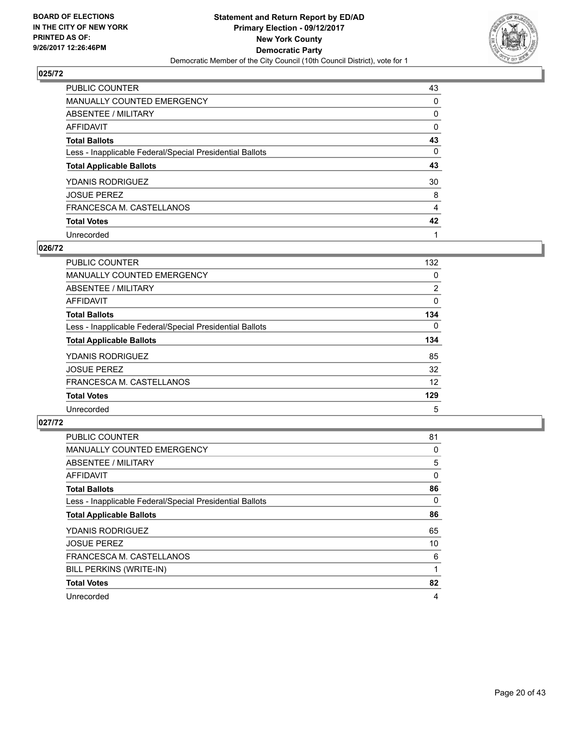**BOARD OF ELECTIONS IN THE CITY OF NEW YORK PRINTED AS OF: 9/26/2017 12:26:46PM**

**Statement and Return Report by ED/AD Primary Election - 09/12/2017 New York County Democratic Party**

Democratic Member of the City Council (10th Council District), vote for 1

### 025/72

| | |
|---|---|
| PUBLIC COUNTER | 43 |
| MANUALLY COUNTED EMERGENCY | 0 |
| ABSENTEE / MILITARY | 0 |
| AFFIDAVIT | 0 |
| **Total Ballots** | **43** |
| Less - Inapplicable Federal/Special Presidential Ballots | 0 |
| **Total Applicable Ballots** | **43** |
| YDANIS RODRIGUEZ | 30 |
| JOSUE PEREZ | 8 |
| FRANCESCA M. CASTELLANOS | 4 |
| **Total Votes** | **42** |
| Unrecorded | 1 |

### 026/72

| | |
|---|---|
| PUBLIC COUNTER | 132 |
| MANUALLY COUNTED EMERGENCY | 0 |
| ABSENTEE / MILITARY | 2 |
| AFFIDAVIT | 0 |
| **Total Ballots** | **134** |
| Less - Inapplicable Federal/Special Presidential Ballots | 0 |
| **Total Applicable Ballots** | **134** |
| YDANIS RODRIGUEZ | 85 |
| JOSUE PEREZ | 32 |
| FRANCESCA M. CASTELLANOS | 12 |
| **Total Votes** | **129** |
| Unrecorded | 5 |

### 027/72

| | |
|---|---|
| PUBLIC COUNTER | 81 |
| MANUALLY COUNTED EMERGENCY | 0 |
| ABSENTEE / MILITARY | 5 |
| AFFIDAVIT | 0 |
| **Total Ballots** | **86** |
| Less - Inapplicable Federal/Special Presidential Ballots | 0 |
| **Total Applicable Ballots** | **86** |
| YDANIS RODRIGUEZ | 65 |
| JOSUE PEREZ | 10 |
| FRANCESCA M. CASTELLANOS | 6 |
| BILL PERKINS (WRITE-IN) | 1 |
| **Total Votes** | **82** |
| Unrecorded | 4 |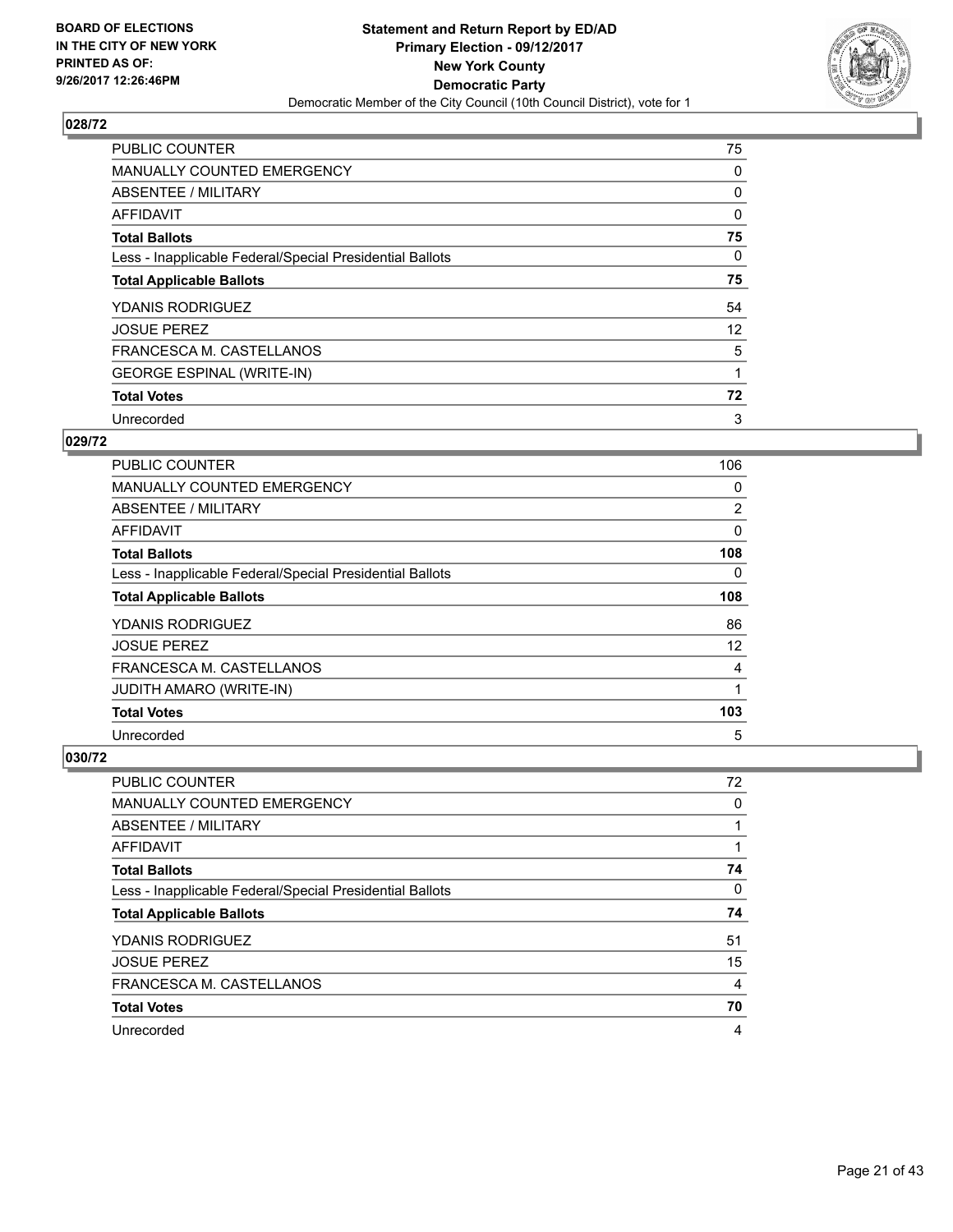**BOARD OF ELECTIONS IN THE CITY OF NEW YORK PRINTED AS OF: 9/26/2017 12:26:46PM**

**Statement and Return Report by ED/AD Primary Election - 09/12/2017 New York County Democratic Party**
Democratic Member of the City Council (10th Council District), vote for 1

## 028/72

| | |
|---|---|
| PUBLIC COUNTER | 75 |
| MANUALLY COUNTED EMERGENCY | 0 |
| ABSENTEE / MILITARY | 0 |
| AFFIDAVIT | 0 |
| **Total Ballots** | **75** |
| Less - Inapplicable Federal/Special Presidential Ballots | 0 |
| **Total Applicable Ballots** | **75** |
| YDANIS RODRIGUEZ | 54 |
| JOSUE PEREZ | 12 |
| FRANCESCA M. CASTELLANOS | 5 |
| GEORGE ESPINAL (WRITE-IN) | 1 |
| **Total Votes** | **72** |
| Unrecorded | 3 |

## 029/72

| | |
|---|---|
| PUBLIC COUNTER | 106 |
| MANUALLY COUNTED EMERGENCY | 0 |
| ABSENTEE / MILITARY | 2 |
| AFFIDAVIT | 0 |
| **Total Ballots** | **108** |
| Less - Inapplicable Federal/Special Presidential Ballots | 0 |
| **Total Applicable Ballots** | **108** |
| YDANIS RODRIGUEZ | 86 |
| JOSUE PEREZ | 12 |
| FRANCESCA M. CASTELLANOS | 4 |
| JUDITH AMARO (WRITE-IN) | 1 |
| **Total Votes** | **103** |
| Unrecorded | 5 |

## 030/72

| | |
|---|---|
| PUBLIC COUNTER | 72 |
| MANUALLY COUNTED EMERGENCY | 0 |
| ABSENTEE / MILITARY | 1 |
| AFFIDAVIT | 1 |
| **Total Ballots** | **74** |
| Less - Inapplicable Federal/Special Presidential Ballots | 0 |
| **Total Applicable Ballots** | **74** |
| YDANIS RODRIGUEZ | 51 |
| JOSUE PEREZ | 15 |
| FRANCESCA M. CASTELLANOS | 4 |
| **Total Votes** | **70** |
| Unrecorded | 4 |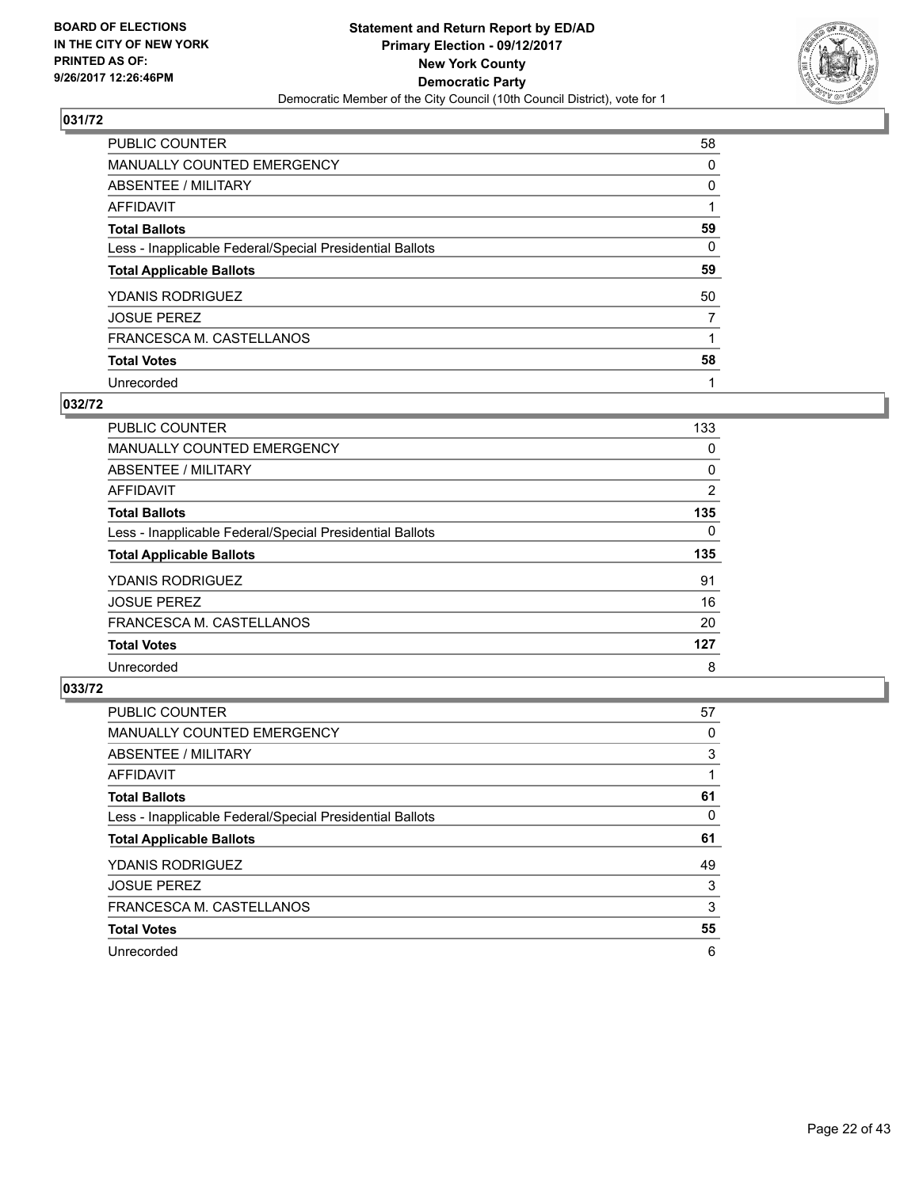**BOARD OF ELECTIONS IN THE CITY OF NEW YORK PRINTED AS OF: 9/26/2017 12:26:46PM**

**Statement and Return Report by ED/AD Primary Election - 09/12/2017 New York County Democratic Party**

Democratic Member of the City Council (10th Council District), vote for 1

## 031/72

| | |
|---|---|
| PUBLIC COUNTER | 58 |
| MANUALLY COUNTED EMERGENCY | 0 |
| ABSENTEE / MILITARY | 0 |
| AFFIDAVIT | 1 |
| **Total Ballots** | **59** |
| Less - Inapplicable Federal/Special Presidential Ballots | 0 |
| **Total Applicable Ballots** | **59** |
| YDANIS RODRIGUEZ | 50 |
| JOSUE PEREZ | 7 |
| FRANCESCA M. CASTELLANOS | 1 |
| **Total Votes** | **58** |
| Unrecorded | 1 |

## 032/72

| | |
|---|---|
| PUBLIC COUNTER | 133 |
| MANUALLY COUNTED EMERGENCY | 0 |
| ABSENTEE / MILITARY | 0 |
| AFFIDAVIT | 2 |
| **Total Ballots** | **135** |
| Less - Inapplicable Federal/Special Presidential Ballots | 0 |
| **Total Applicable Ballots** | **135** |
| YDANIS RODRIGUEZ | 91 |
| JOSUE PEREZ | 16 |
| FRANCESCA M. CASTELLANOS | 20 |
| **Total Votes** | **127** |
| Unrecorded | 8 |

## 033/72

| | |
|---|---|
| PUBLIC COUNTER | 57 |
| MANUALLY COUNTED EMERGENCY | 0 |
| ABSENTEE / MILITARY | 3 |
| AFFIDAVIT | 1 |
| **Total Ballots** | **61** |
| Less - Inapplicable Federal/Special Presidential Ballots | 0 |
| **Total Applicable Ballots** | **61** |
| YDANIS RODRIGUEZ | 49 |
| JOSUE PEREZ | 3 |
| FRANCESCA M. CASTELLANOS | 3 |
| **Total Votes** | **55** |
| Unrecorded | 6 |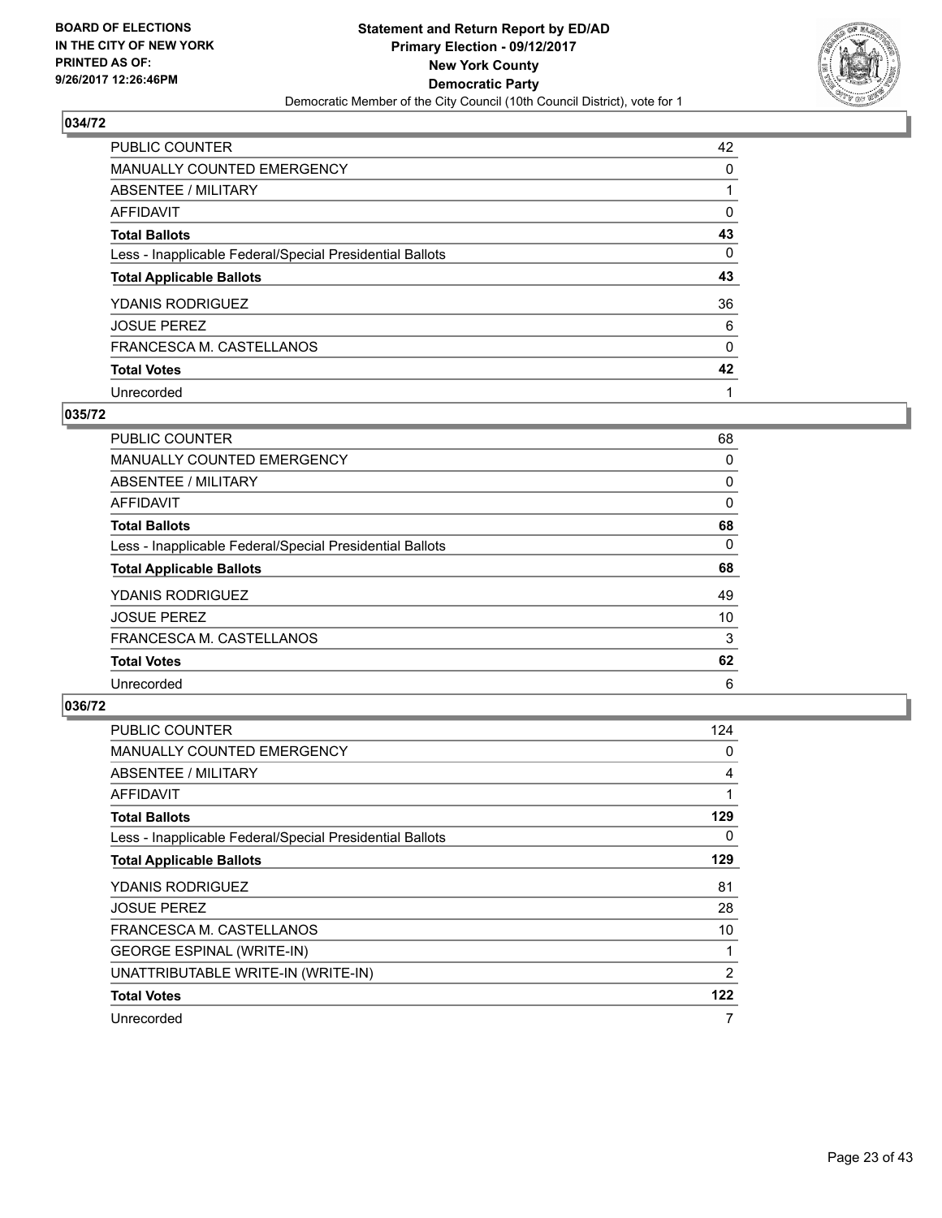## 034/72

| | |
|---|---|
| PUBLIC COUNTER | 42 |
| MANUALLY COUNTED EMERGENCY | 0 |
| ABSENTEE / MILITARY | 1 |
| AFFIDAVIT | 0 |
| **Total Ballots** | **43** |
| Less - Inapplicable Federal/Special Presidential Ballots | 0 |
| **Total Applicable Ballots** | **43** |
| YDANIS RODRIGUEZ | 36 |
| JOSUE PEREZ | 6 |
| FRANCESCA M. CASTELLANOS | 0 |
| **Total Votes** | **42** |
| Unrecorded | 1 |

## 035/72

| | |
|---|---|
| PUBLIC COUNTER | 68 |
| MANUALLY COUNTED EMERGENCY | 0 |
| ABSENTEE / MILITARY | 0 |
| AFFIDAVIT | 0 |
| **Total Ballots** | **68** |
| Less - Inapplicable Federal/Special Presidential Ballots | 0 |
| **Total Applicable Ballots** | **68** |
| YDANIS RODRIGUEZ | 49 |
| JOSUE PEREZ | 10 |
| FRANCESCA M. CASTELLANOS | 3 |
| **Total Votes** | **62** |
| Unrecorded | 6 |

## 036/72

| | |
|---|---|
| PUBLIC COUNTER | 124 |
| MANUALLY COUNTED EMERGENCY | 0 |
| ABSENTEE / MILITARY | 4 |
| AFFIDAVIT | 1 |
| **Total Ballots** | **129** |
| Less - Inapplicable Federal/Special Presidential Ballots | 0 |
| **Total Applicable Ballots** | **129** |
| YDANIS RODRIGUEZ | 81 |
| JOSUE PEREZ | 28 |
| FRANCESCA M. CASTELLANOS | 10 |
| GEORGE ESPINAL (WRITE-IN) | 1 |
| UNATTRIBUTABLE WRITE-IN (WRITE-IN) | 2 |
| **Total Votes** | **122** |
| Unrecorded | 7 |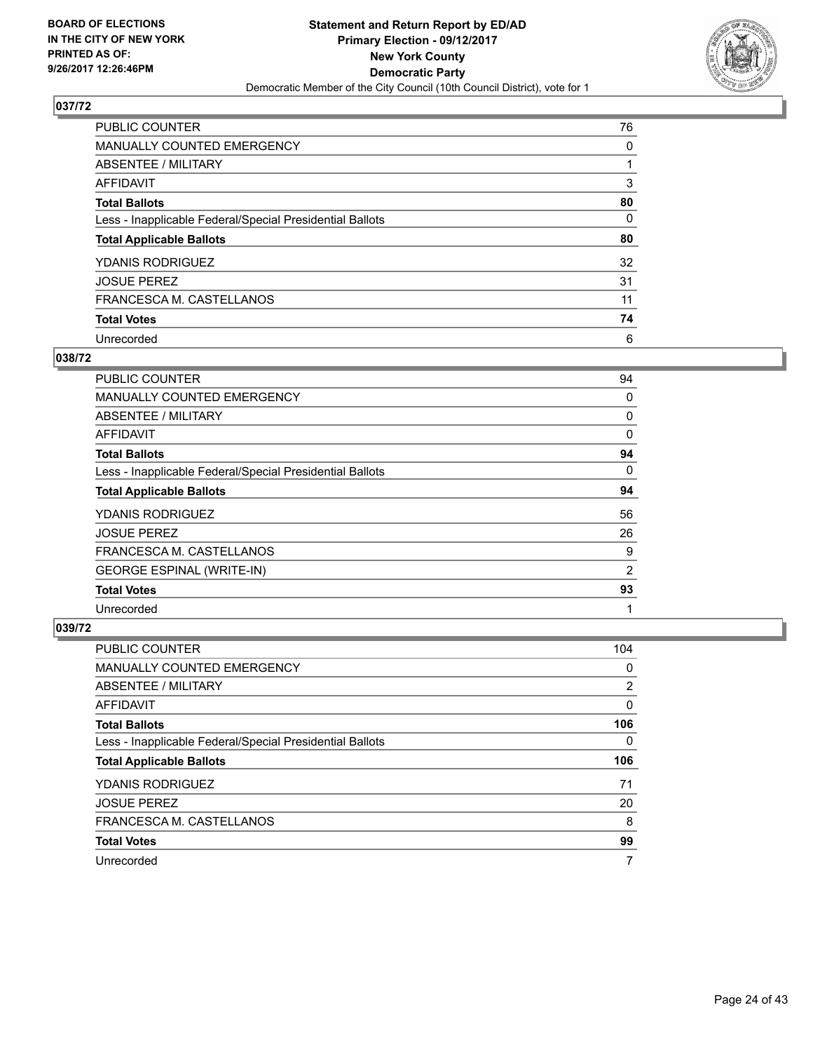BOARD OF ELECTIONS
IN THE CITY OF NEW YORK
PRINTED AS OF:
9/26/2017 12:26:46PM

**Statement and Return Report by ED/AD**
**Primary Election - 09/12/2017**
**New York County**
**Democratic Party**
Democratic Member of the City Council (10th Council District), vote for 1

## 037/72

| | |
|---|---|
| PUBLIC COUNTER | 76 |
| MANUALLY COUNTED EMERGENCY | 0 |
| ABSENTEE / MILITARY | 1 |
| AFFIDAVIT | 3 |
| **Total Ballots** | **80** |
| Less - Inapplicable Federal/Special Presidential Ballots | 0 |
| **Total Applicable Ballots** | **80** |
| YDANIS RODRIGUEZ | 32 |
| JOSUE PEREZ | 31 |
| FRANCESCA M. CASTELLANOS | 11 |
| **Total Votes** | **74** |
| Unrecorded | 6 |

## 038/72

| | |
|---|---|
| PUBLIC COUNTER | 94 |
| MANUALLY COUNTED EMERGENCY | 0 |
| ABSENTEE / MILITARY | 0 |
| AFFIDAVIT | 0 |
| **Total Ballots** | **94** |
| Less - Inapplicable Federal/Special Presidential Ballots | 0 |
| **Total Applicable Ballots** | **94** |
| YDANIS RODRIGUEZ | 56 |
| JOSUE PEREZ | 26 |
| FRANCESCA M. CASTELLANOS | 9 |
| GEORGE ESPINAL (WRITE-IN) | 2 |
| **Total Votes** | **93** |
| Unrecorded | 1 |

## 039/72

| | |
|---|---|
| PUBLIC COUNTER | 104 |
| MANUALLY COUNTED EMERGENCY | 0 |
| ABSENTEE / MILITARY | 2 |
| AFFIDAVIT | 0 |
| **Total Ballots** | **106** |
| Less - Inapplicable Federal/Special Presidential Ballots | 0 |
| **Total Applicable Ballots** | **106** |
| YDANIS RODRIGUEZ | 71 |
| JOSUE PEREZ | 20 |
| FRANCESCA M. CASTELLANOS | 8 |
| **Total Votes** | **99** |
| Unrecorded | 7 |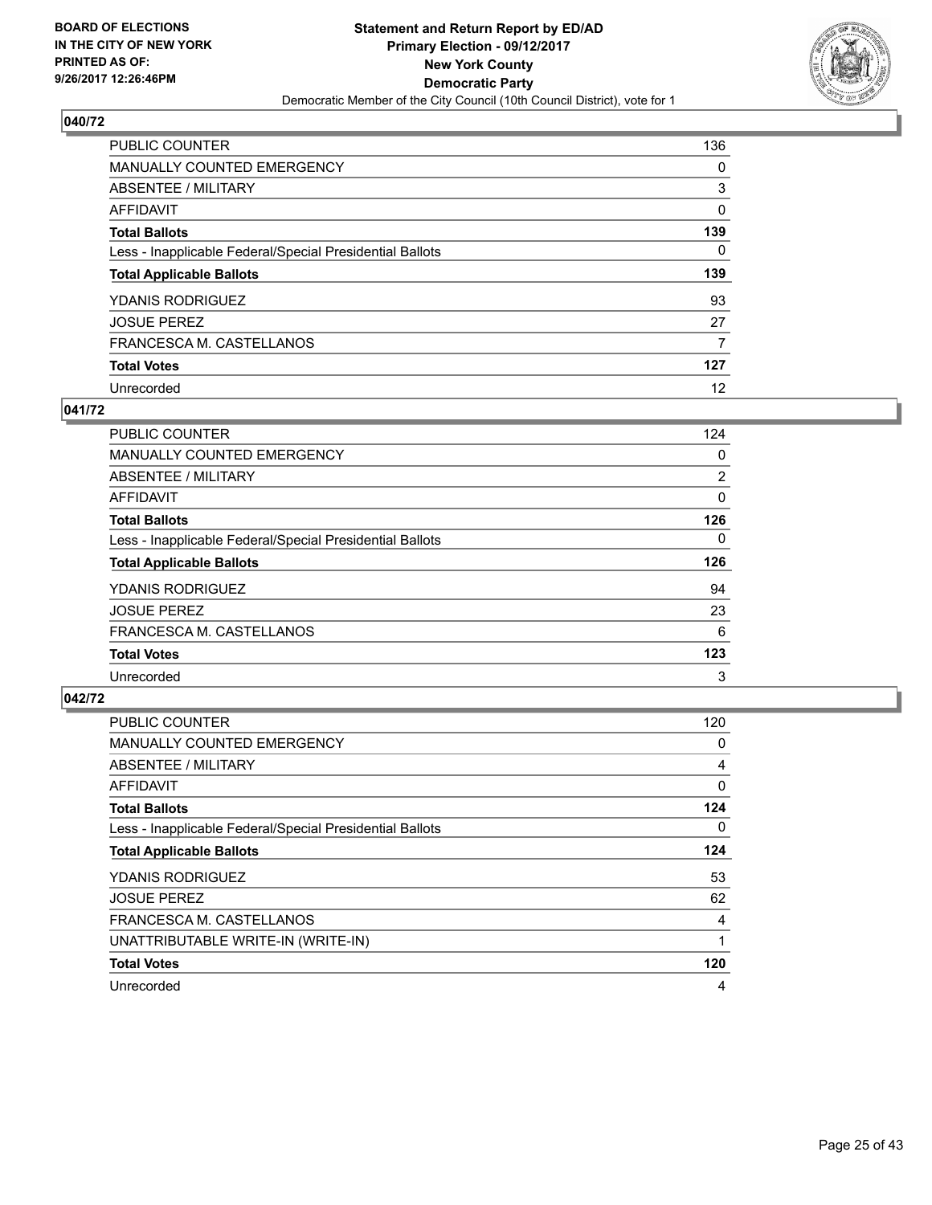BOARD OF ELECTIONS
IN THE CITY OF NEW YORK
PRINTED AS OF:
9/26/2017 12:26:46PM

**Statement and Return Report by ED/AD**
**Primary Election - 09/12/2017**
**New York County**
**Democratic Party**
Democratic Member of the City Council (10th Council District), vote for 1

## 040/72

| | |
|---|---|
| PUBLIC COUNTER | 136 |
| MANUALLY COUNTED EMERGENCY | 0 |
| ABSENTEE / MILITARY | 3 |
| AFFIDAVIT | 0 |
| **Total Ballots** | **139** |
| Less - Inapplicable Federal/Special Presidential Ballots | 0 |
| **Total Applicable Ballots** | **139** |
| YDANIS RODRIGUEZ | 93 |
| JOSUE PEREZ | 27 |
| FRANCESCA M. CASTELLANOS | 7 |
| **Total Votes** | **127** |
| Unrecorded | 12 |

## 041/72

| | |
|---|---|
| PUBLIC COUNTER | 124 |
| MANUALLY COUNTED EMERGENCY | 0 |
| ABSENTEE / MILITARY | 2 |
| AFFIDAVIT | 0 |
| **Total Ballots** | **126** |
| Less - Inapplicable Federal/Special Presidential Ballots | 0 |
| **Total Applicable Ballots** | **126** |
| YDANIS RODRIGUEZ | 94 |
| JOSUE PEREZ | 23 |
| FRANCESCA M. CASTELLANOS | 6 |
| **Total Votes** | **123** |
| Unrecorded | 3 |

## 042/72

| | |
|---|---|
| PUBLIC COUNTER | 120 |
| MANUALLY COUNTED EMERGENCY | 0 |
| ABSENTEE / MILITARY | 4 |
| AFFIDAVIT | 0 |
| **Total Ballots** | **124** |
| Less - Inapplicable Federal/Special Presidential Ballots | 0 |
| **Total Applicable Ballots** | **124** |
| YDANIS RODRIGUEZ | 53 |
| JOSUE PEREZ | 62 |
| FRANCESCA M. CASTELLANOS | 4 |
| UNATTRIBUTABLE WRITE-IN (WRITE-IN) | 1 |
| **Total Votes** | **120** |
| Unrecorded | 4 |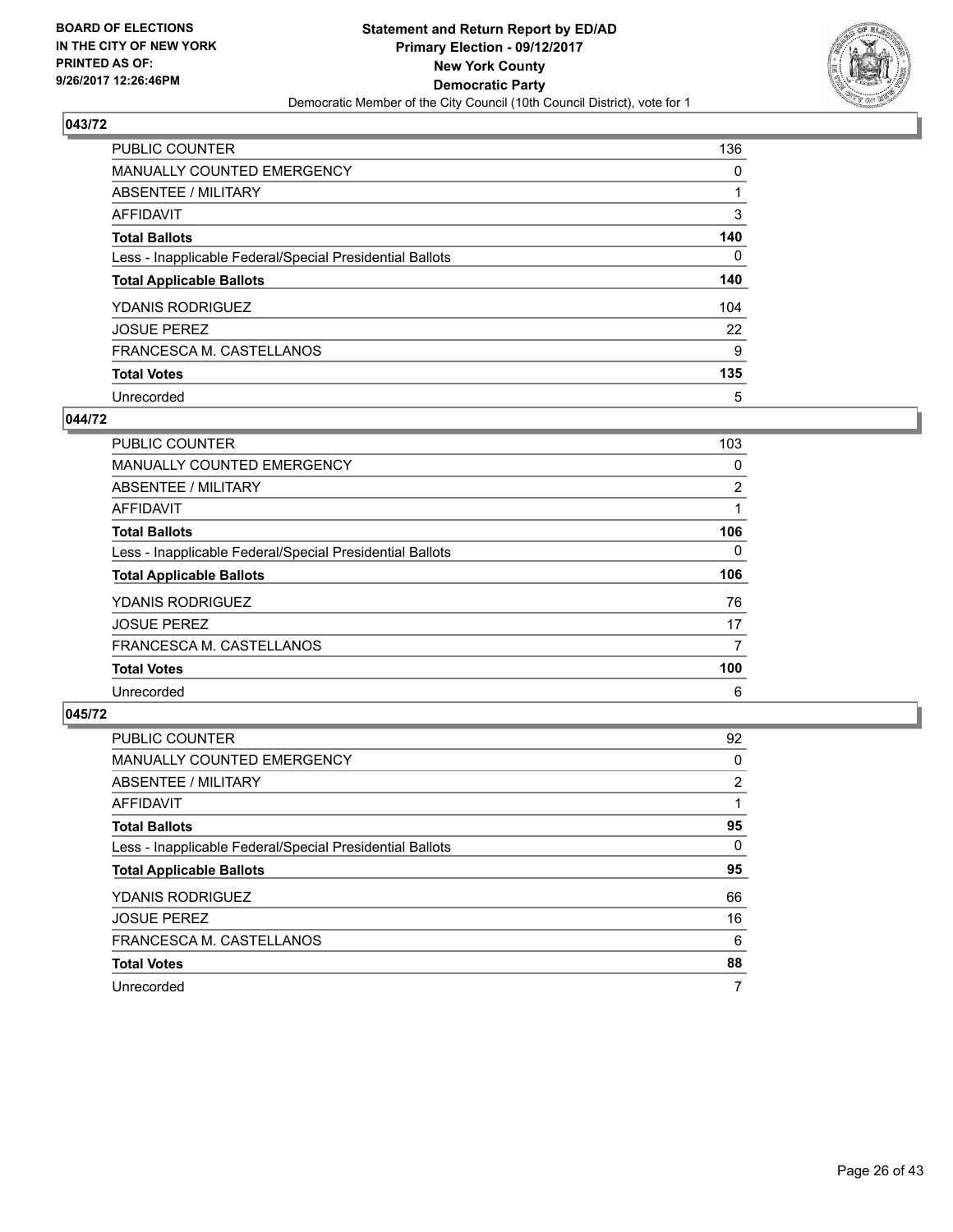BOARD OF ELECTIONS
IN THE CITY OF NEW YORK
PRINTED AS OF:
9/26/2017 12:26:46PM

**Statement and Return Report by ED/AD**
**Primary Election - 09/12/2017**
**New York County**
**Democratic Party**
Democratic Member of the City Council (10th Council District), vote for 1

### 043/72

| | |
|---|---|
| PUBLIC COUNTER | 136 |
| MANUALLY COUNTED EMERGENCY | 0 |
| ABSENTEE / MILITARY | 1 |
| AFFIDAVIT | 3 |
| **Total Ballots** | **140** |
| Less - Inapplicable Federal/Special Presidential Ballots | 0 |
| **Total Applicable Ballots** | **140** |
| YDANIS RODRIGUEZ | 104 |
| JOSUE PEREZ | 22 |
| FRANCESCA M. CASTELLANOS | 9 |
| **Total Votes** | **135** |
| Unrecorded | 5 |

### 044/72

| | |
|---|---|
| PUBLIC COUNTER | 103 |
| MANUALLY COUNTED EMERGENCY | 0 |
| ABSENTEE / MILITARY | 2 |
| AFFIDAVIT | 1 |
| **Total Ballots** | **106** |
| Less - Inapplicable Federal/Special Presidential Ballots | 0 |
| **Total Applicable Ballots** | **106** |
| YDANIS RODRIGUEZ | 76 |
| JOSUE PEREZ | 17 |
| FRANCESCA M. CASTELLANOS | 7 |
| **Total Votes** | **100** |
| Unrecorded | 6 |

### 045/72

| | |
|---|---|
| PUBLIC COUNTER | 92 |
| MANUALLY COUNTED EMERGENCY | 0 |
| ABSENTEE / MILITARY | 2 |
| AFFIDAVIT | 1 |
| **Total Ballots** | **95** |
| Less - Inapplicable Federal/Special Presidential Ballots | 0 |
| **Total Applicable Ballots** | **95** |
| YDANIS RODRIGUEZ | 66 |
| JOSUE PEREZ | 16 |
| FRANCESCA M. CASTELLANOS | 6 |
| **Total Votes** | **88** |
| Unrecorded | 7 |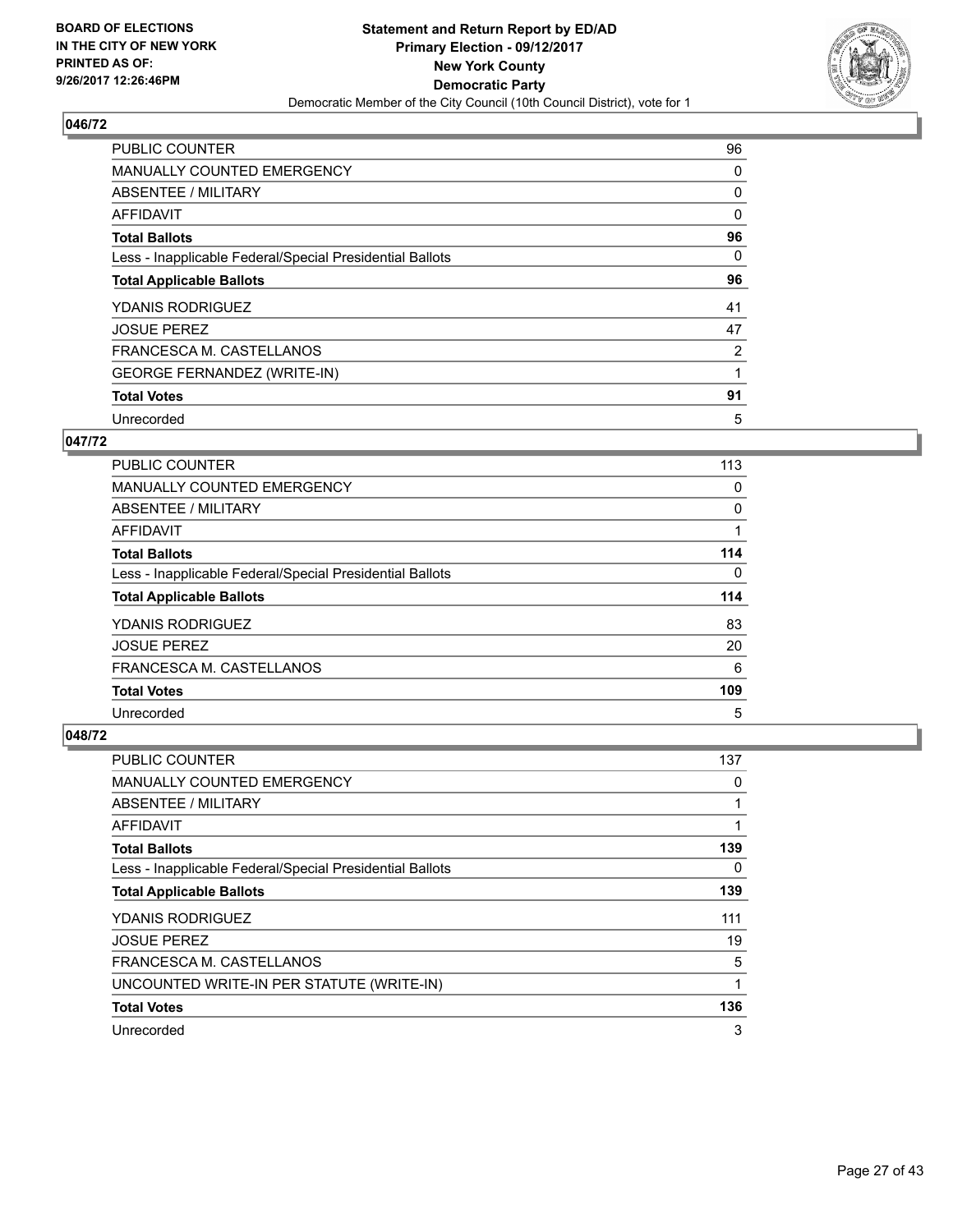BOARD OF ELECTIONS
IN THE CITY OF NEW YORK
PRINTED AS OF:
9/26/2017 12:26:46PM

**Statement and Return Report by ED/AD**
**Primary Election - 09/12/2017**
**New York County**
**Democratic Party**
Democratic Member of the City Council (10th Council District), vote for 1

### 046/72

| | |
|---|---|
| PUBLIC COUNTER | 96 |
| MANUALLY COUNTED EMERGENCY | 0 |
| ABSENTEE / MILITARY | 0 |
| AFFIDAVIT | 0 |
| **Total Ballots** | **96** |
| Less - Inapplicable Federal/Special Presidential Ballots | 0 |
| **Total Applicable Ballots** | **96** |
| YDANIS RODRIGUEZ | 41 |
| JOSUE PEREZ | 47 |
| FRANCESCA M. CASTELLANOS | 2 |
| GEORGE FERNANDEZ (WRITE-IN) | 1 |
| **Total Votes** | **91** |
| Unrecorded | 5 |

### 047/72

| | |
|---|---|
| PUBLIC COUNTER | 113 |
| MANUALLY COUNTED EMERGENCY | 0 |
| ABSENTEE / MILITARY | 0 |
| AFFIDAVIT | 1 |
| **Total Ballots** | **114** |
| Less - Inapplicable Federal/Special Presidential Ballots | 0 |
| **Total Applicable Ballots** | **114** |
| YDANIS RODRIGUEZ | 83 |
| JOSUE PEREZ | 20 |
| FRANCESCA M. CASTELLANOS | 6 |
| **Total Votes** | **109** |
| Unrecorded | 5 |

### 048/72

| | |
|---|---|
| PUBLIC COUNTER | 137 |
| MANUALLY COUNTED EMERGENCY | 0 |
| ABSENTEE / MILITARY | 1 |
| AFFIDAVIT | 1 |
| **Total Ballots** | **139** |
| Less - Inapplicable Federal/Special Presidential Ballots | 0 |
| **Total Applicable Ballots** | **139** |
| YDANIS RODRIGUEZ | 111 |
| JOSUE PEREZ | 19 |
| FRANCESCA M. CASTELLANOS | 5 |
| UNCOUNTED WRITE-IN PER STATUTE (WRITE-IN) | 1 |
| **Total Votes** | **136** |
| Unrecorded | 3 |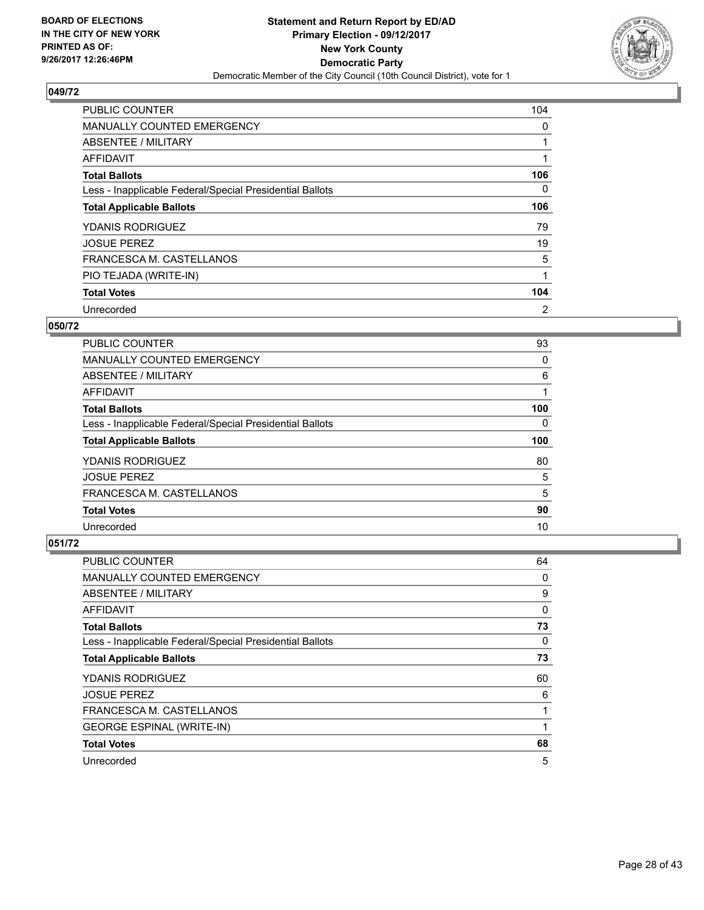**BOARD OF ELECTIONS IN THE CITY OF NEW YORK PRINTED AS OF: 9/26/2017 12:26:46PM**

**Statement and Return Report by ED/AD Primary Election - 09/12/2017 New York County Democratic Party**
Democratic Member of the City Council (10th Council District), vote for 1

### 049/72

| | |
|---|---|
| PUBLIC COUNTER | 104 |
| MANUALLY COUNTED EMERGENCY | 0 |
| ABSENTEE / MILITARY | 1 |
| AFFIDAVIT | 1 |
| **Total Ballots** | **106** |
| Less - Inapplicable Federal/Special Presidential Ballots | 0 |
| **Total Applicable Ballots** | **106** |
| YDANIS RODRIGUEZ | 79 |
| JOSUE PEREZ | 19 |
| FRANCESCA M. CASTELLANOS | 5 |
| PIO TEJADA (WRITE-IN) | 1 |
| **Total Votes** | **104** |
| Unrecorded | 2 |

### 050/72

| | |
|---|---|
| PUBLIC COUNTER | 93 |
| MANUALLY COUNTED EMERGENCY | 0 |
| ABSENTEE / MILITARY | 6 |
| AFFIDAVIT | 1 |
| **Total Ballots** | **100** |
| Less - Inapplicable Federal/Special Presidential Ballots | 0 |
| **Total Applicable Ballots** | **100** |
| YDANIS RODRIGUEZ | 80 |
| JOSUE PEREZ | 5 |
| FRANCESCA M. CASTELLANOS | 5 |
| **Total Votes** | **90** |
| Unrecorded | 10 |

### 051/72

| | |
|---|---|
| PUBLIC COUNTER | 64 |
| MANUALLY COUNTED EMERGENCY | 0 |
| ABSENTEE / MILITARY | 9 |
| AFFIDAVIT | 0 |
| **Total Ballots** | **73** |
| Less - Inapplicable Federal/Special Presidential Ballots | 0 |
| **Total Applicable Ballots** | **73** |
| YDANIS RODRIGUEZ | 60 |
| JOSUE PEREZ | 6 |
| FRANCESCA M. CASTELLANOS | 1 |
| GEORGE ESPINAL (WRITE-IN) | 1 |
| **Total Votes** | **68** |
| Unrecorded | 5 |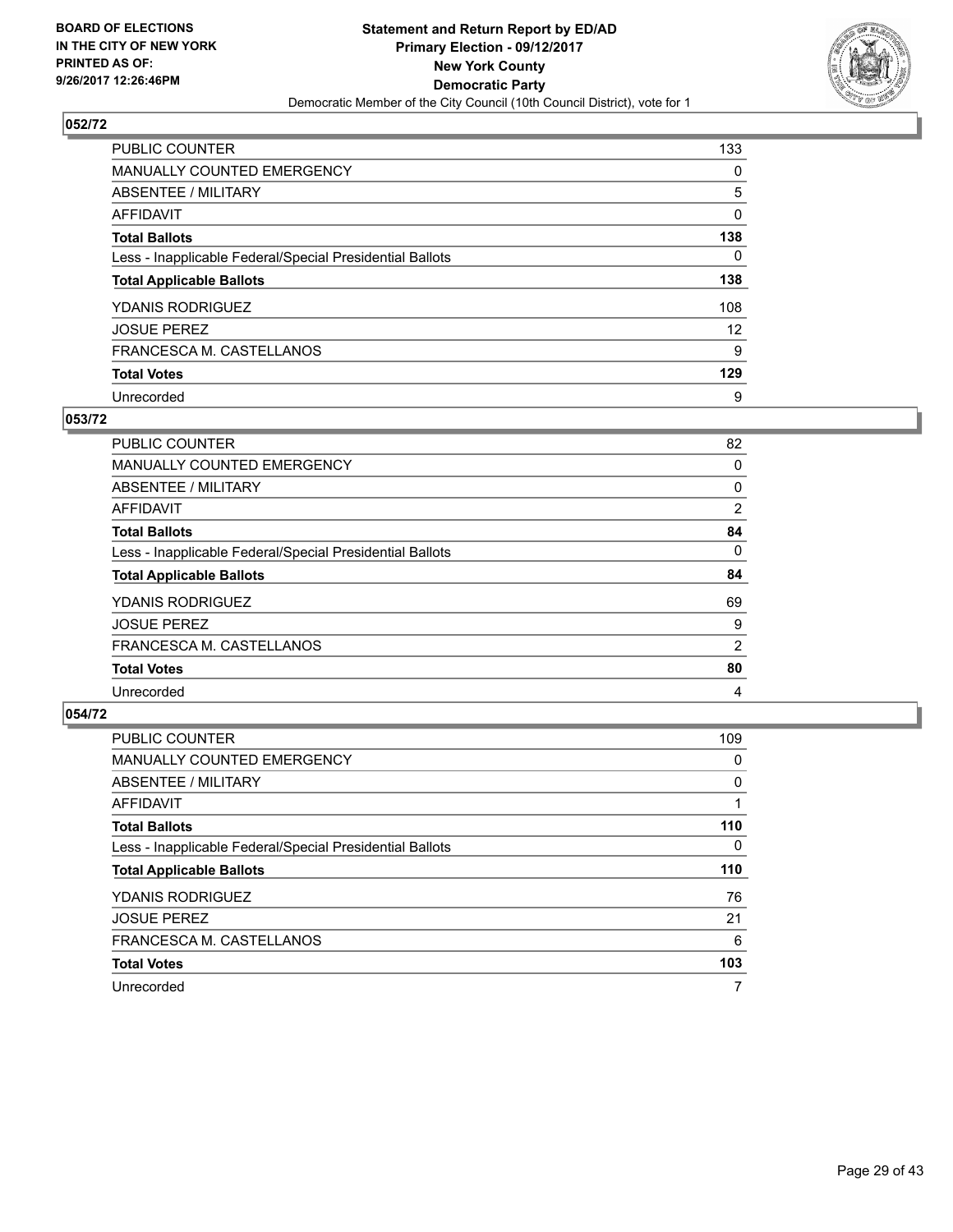BOARD OF ELECTIONS
IN THE CITY OF NEW YORK
PRINTED AS OF:
9/26/2017 12:26:46PM

**Statement and Return Report by ED/AD**
**Primary Election - 09/12/2017**
**New York County**
**Democratic Party**
Democratic Member of the City Council (10th Council District), vote for 1

### 052/72

| | |
|---|---|
| PUBLIC COUNTER | 133 |
| MANUALLY COUNTED EMERGENCY | 0 |
| ABSENTEE / MILITARY | 5 |
| AFFIDAVIT | 0 |
| **Total Ballots** | **138** |
| Less - Inapplicable Federal/Special Presidential Ballots | 0 |
| **Total Applicable Ballots** | **138** |
| YDANIS RODRIGUEZ | 108 |
| JOSUE PEREZ | 12 |
| FRANCESCA M. CASTELLANOS | 9 |
| **Total Votes** | **129** |
| Unrecorded | 9 |

### 053/72

| | |
|---|---|
| PUBLIC COUNTER | 82 |
| MANUALLY COUNTED EMERGENCY | 0 |
| ABSENTEE / MILITARY | 0 |
| AFFIDAVIT | 2 |
| **Total Ballots** | **84** |
| Less - Inapplicable Federal/Special Presidential Ballots | 0 |
| **Total Applicable Ballots** | **84** |
| YDANIS RODRIGUEZ | 69 |
| JOSUE PEREZ | 9 |
| FRANCESCA M. CASTELLANOS | 2 |
| **Total Votes** | **80** |
| Unrecorded | 4 |

### 054/72

| | |
|---|---|
| PUBLIC COUNTER | 109 |
| MANUALLY COUNTED EMERGENCY | 0 |
| ABSENTEE / MILITARY | 0 |
| AFFIDAVIT | 1 |
| **Total Ballots** | **110** |
| Less - Inapplicable Federal/Special Presidential Ballots | 0 |
| **Total Applicable Ballots** | **110** |
| YDANIS RODRIGUEZ | 76 |
| JOSUE PEREZ | 21 |
| FRANCESCA M. CASTELLANOS | 6 |
| **Total Votes** | **103** |
| Unrecorded | 7 |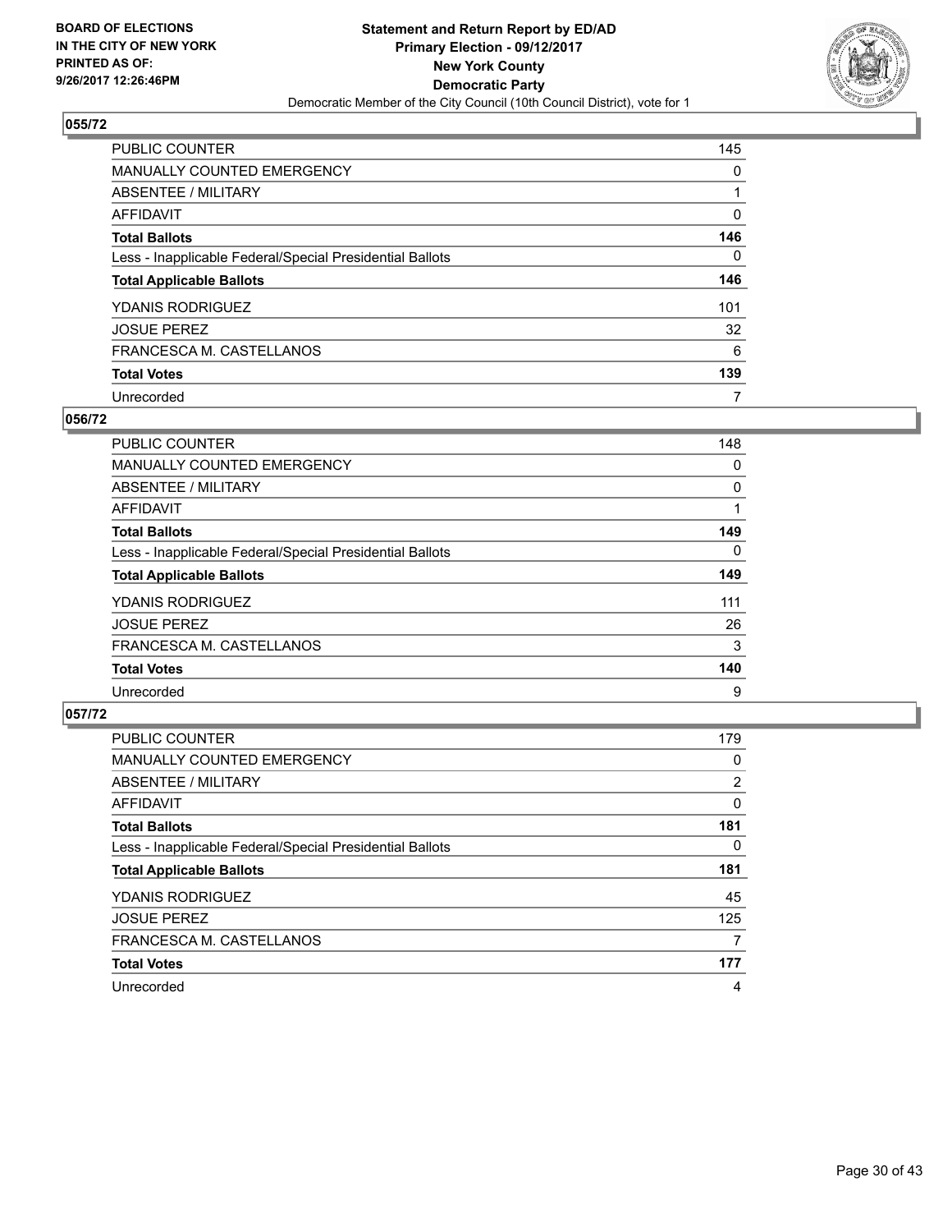BOARD OF ELECTIONS
IN THE CITY OF NEW YORK
PRINTED AS OF:
9/26/2017 12:26:46PM

**Statement and Return Report by ED/AD**
**Primary Election - 09/12/2017**
**New York County**
**Democratic Party**
Democratic Member of the City Council (10th Council District), vote for 1

### 055/72

| | |
|---|---|
| PUBLIC COUNTER | 145 |
| MANUALLY COUNTED EMERGENCY | 0 |
| ABSENTEE / MILITARY | 1 |
| AFFIDAVIT | 0 |
| **Total Ballots** | **146** |
| Less - Inapplicable Federal/Special Presidential Ballots | 0 |
| **Total Applicable Ballots** | **146** |
| YDANIS RODRIGUEZ | 101 |
| JOSUE PEREZ | 32 |
| FRANCESCA M. CASTELLANOS | 6 |
| **Total Votes** | **139** |
| Unrecorded | 7 |

### 056/72

| | |
|---|---|
| PUBLIC COUNTER | 148 |
| MANUALLY COUNTED EMERGENCY | 0 |
| ABSENTEE / MILITARY | 0 |
| AFFIDAVIT | 1 |
| **Total Ballots** | **149** |
| Less - Inapplicable Federal/Special Presidential Ballots | 0 |
| **Total Applicable Ballots** | **149** |
| YDANIS RODRIGUEZ | 111 |
| JOSUE PEREZ | 26 |
| FRANCESCA M. CASTELLANOS | 3 |
| **Total Votes** | **140** |
| Unrecorded | 9 |

### 057/72

| | |
|---|---|
| PUBLIC COUNTER | 179 |
| MANUALLY COUNTED EMERGENCY | 0 |
| ABSENTEE / MILITARY | 2 |
| AFFIDAVIT | 0 |
| **Total Ballots** | **181** |
| Less - Inapplicable Federal/Special Presidential Ballots | 0 |
| **Total Applicable Ballots** | **181** |
| YDANIS RODRIGUEZ | 45 |
| JOSUE PEREZ | 125 |
| FRANCESCA M. CASTELLANOS | 7 |
| **Total Votes** | **177** |
| Unrecorded | 4 |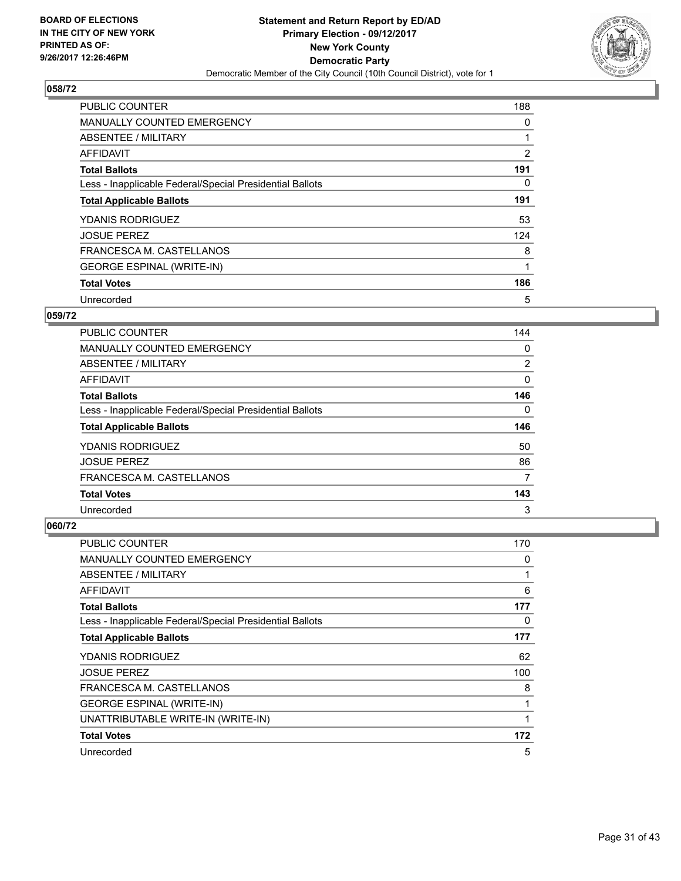BOARD OF ELECTIONS
IN THE CITY OF NEW YORK
PRINTED AS OF:
9/26/2017 12:26:46PM

**Statement and Return Report by ED/AD**
**Primary Election - 09/12/2017**
**New York County**
**Democratic Party**
Democratic Member of the City Council (10th Council District), vote for 1

### 058/72

| | |
|---|---|
| PUBLIC COUNTER | 188 |
| MANUALLY COUNTED EMERGENCY | 0 |
| ABSENTEE / MILITARY | 1 |
| AFFIDAVIT | 2 |
| **Total Ballots** | **191** |
| Less - Inapplicable Federal/Special Presidential Ballots | 0 |
| **Total Applicable Ballots** | **191** |
| YDANIS RODRIGUEZ | 53 |
| JOSUE PEREZ | 124 |
| FRANCESCA M. CASTELLANOS | 8 |
| GEORGE ESPINAL (WRITE-IN) | 1 |
| **Total Votes** | **186** |
| Unrecorded | 5 |

### 059/72

| | |
|---|---|
| PUBLIC COUNTER | 144 |
| MANUALLY COUNTED EMERGENCY | 0 |
| ABSENTEE / MILITARY | 2 |
| AFFIDAVIT | 0 |
| **Total Ballots** | **146** |
| Less - Inapplicable Federal/Special Presidential Ballots | 0 |
| **Total Applicable Ballots** | **146** |
| YDANIS RODRIGUEZ | 50 |
| JOSUE PEREZ | 86 |
| FRANCESCA M. CASTELLANOS | 7 |
| **Total Votes** | **143** |
| Unrecorded | 3 |

### 060/72

| | |
|---|---|
| PUBLIC COUNTER | 170 |
| MANUALLY COUNTED EMERGENCY | 0 |
| ABSENTEE / MILITARY | 1 |
| AFFIDAVIT | 6 |
| **Total Ballots** | **177** |
| Less - Inapplicable Federal/Special Presidential Ballots | 0 |
| **Total Applicable Ballots** | **177** |
| YDANIS RODRIGUEZ | 62 |
| JOSUE PEREZ | 100 |
| FRANCESCA M. CASTELLANOS | 8 |
| GEORGE ESPINAL (WRITE-IN) | 1 |
| UNATTRIBUTABLE WRITE-IN (WRITE-IN) | 1 |
| **Total Votes** | **172** |
| Unrecorded | 5 |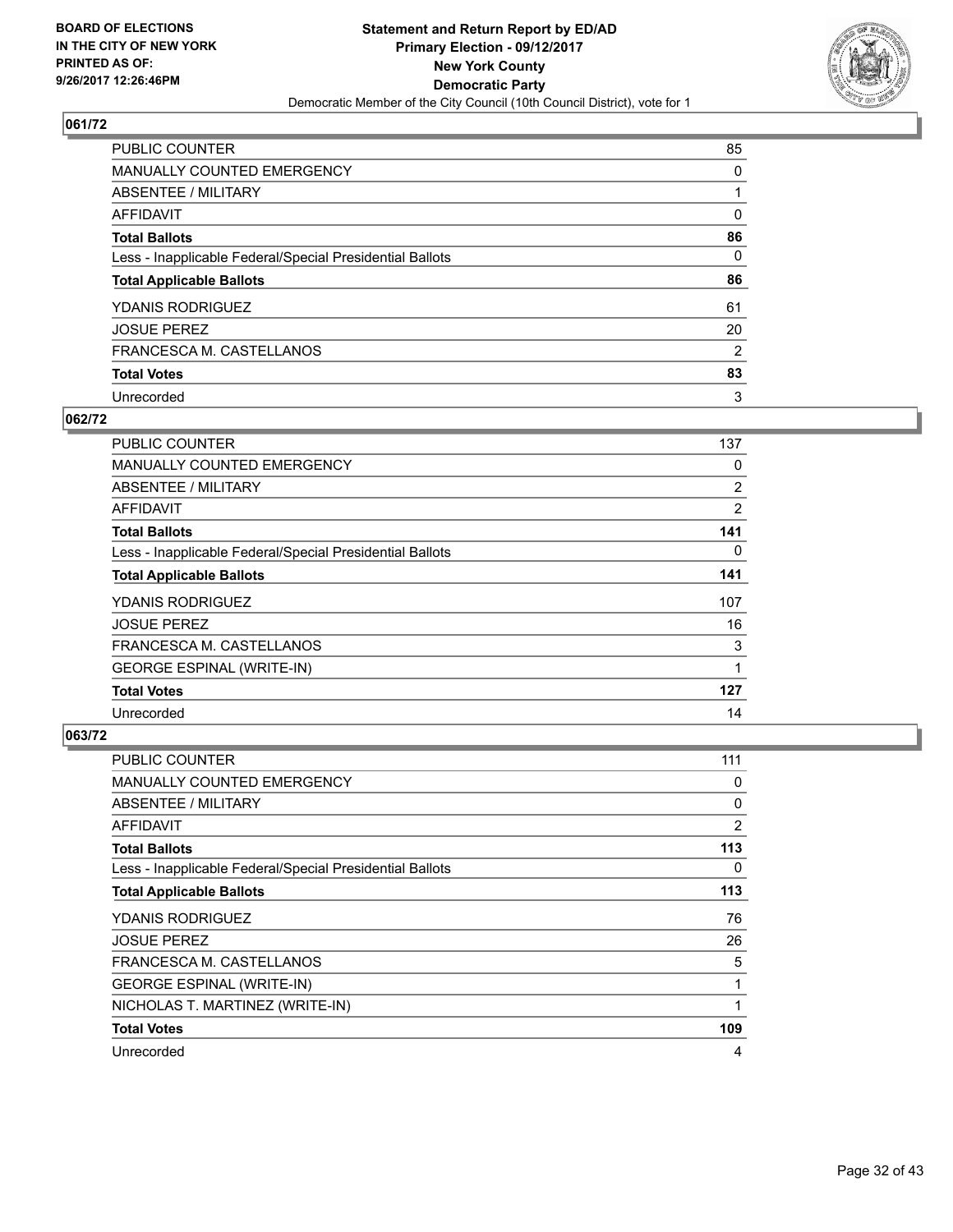BOARD OF ELECTIONS
IN THE CITY OF NEW YORK
PRINTED AS OF:
9/26/2017 12:26:46PM

**Statement and Return Report by ED/AD**
**Primary Election - 09/12/2017**
**New York County**
**Democratic Party**
Democratic Member of the City Council (10th Council District), vote for 1

## 061/72

| | |
|---|---|
| PUBLIC COUNTER | 85 |
| MANUALLY COUNTED EMERGENCY | 0 |
| ABSENTEE / MILITARY | 1 |
| AFFIDAVIT | 0 |
| **Total Ballots** | **86** |
| Less - Inapplicable Federal/Special Presidential Ballots | 0 |
| **Total Applicable Ballots** | **86** |
| YDANIS RODRIGUEZ | 61 |
| JOSUE PEREZ | 20 |
| FRANCESCA M. CASTELLANOS | 2 |
| **Total Votes** | **83** |
| Unrecorded | 3 |

## 062/72

| | |
|---|---|
| PUBLIC COUNTER | 137 |
| MANUALLY COUNTED EMERGENCY | 0 |
| ABSENTEE / MILITARY | 2 |
| AFFIDAVIT | 2 |
| **Total Ballots** | **141** |
| Less - Inapplicable Federal/Special Presidential Ballots | 0 |
| **Total Applicable Ballots** | **141** |
| YDANIS RODRIGUEZ | 107 |
| JOSUE PEREZ | 16 |
| FRANCESCA M. CASTELLANOS | 3 |
| GEORGE ESPINAL (WRITE-IN) | 1 |
| **Total Votes** | **127** |
| Unrecorded | 14 |

## 063/72

| | |
|---|---|
| PUBLIC COUNTER | 111 |
| MANUALLY COUNTED EMERGENCY | 0 |
| ABSENTEE / MILITARY | 0 |
| AFFIDAVIT | 2 |
| **Total Ballots** | **113** |
| Less - Inapplicable Federal/Special Presidential Ballots | 0 |
| **Total Applicable Ballots** | **113** |
| YDANIS RODRIGUEZ | 76 |
| JOSUE PEREZ | 26 |
| FRANCESCA M. CASTELLANOS | 5 |
| GEORGE ESPINAL (WRITE-IN) | 1 |
| NICHOLAS T. MARTINEZ (WRITE-IN) | 1 |
| **Total Votes** | **109** |
| Unrecorded | 4 |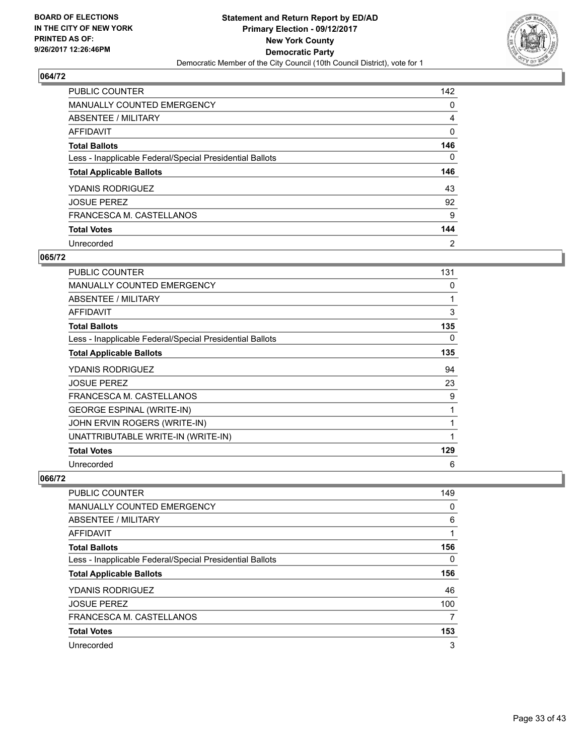**BOARD OF ELECTIONS IN THE CITY OF NEW YORK PRINTED AS OF: 9/26/2017 12:26:46PM**

**Statement and Return Report by ED/AD Primary Election - 09/12/2017 New York County Democratic Party**

Democratic Member of the City Council (10th Council District), vote for 1

## 064/72

| | |
|---|---|
| PUBLIC COUNTER | 142 |
| MANUALLY COUNTED EMERGENCY | 0 |
| ABSENTEE / MILITARY | 4 |
| AFFIDAVIT | 0 |
| **Total Ballots** | **146** |
| Less - Inapplicable Federal/Special Presidential Ballots | 0 |
| **Total Applicable Ballots** | **146** |
| YDANIS RODRIGUEZ | 43 |
| JOSUE PEREZ | 92 |
| FRANCESCA M. CASTELLANOS | 9 |
| **Total Votes** | **144** |
| Unrecorded | 2 |

## 065/72

| | |
|---|---|
| PUBLIC COUNTER | 131 |
| MANUALLY COUNTED EMERGENCY | 0 |
| ABSENTEE / MILITARY | 1 |
| AFFIDAVIT | 3 |
| **Total Ballots** | **135** |
| Less - Inapplicable Federal/Special Presidential Ballots | 0 |
| **Total Applicable Ballots** | **135** |
| YDANIS RODRIGUEZ | 94 |
| JOSUE PEREZ | 23 |
| FRANCESCA M. CASTELLANOS | 9 |
| GEORGE ESPINAL (WRITE-IN) | 1 |
| JOHN ERVIN ROGERS (WRITE-IN) | 1 |
| UNATTRIBUTABLE WRITE-IN (WRITE-IN) | 1 |
| **Total Votes** | **129** |
| Unrecorded | 6 |

## 066/72

| | |
|---|---|
| PUBLIC COUNTER | 149 |
| MANUALLY COUNTED EMERGENCY | 0 |
| ABSENTEE / MILITARY | 6 |
| AFFIDAVIT | 1 |
| **Total Ballots** | **156** |
| Less - Inapplicable Federal/Special Presidential Ballots | 0 |
| **Total Applicable Ballots** | **156** |
| YDANIS RODRIGUEZ | 46 |
| JOSUE PEREZ | 100 |
| FRANCESCA M. CASTELLANOS | 7 |
| **Total Votes** | **153** |
| Unrecorded | 3 |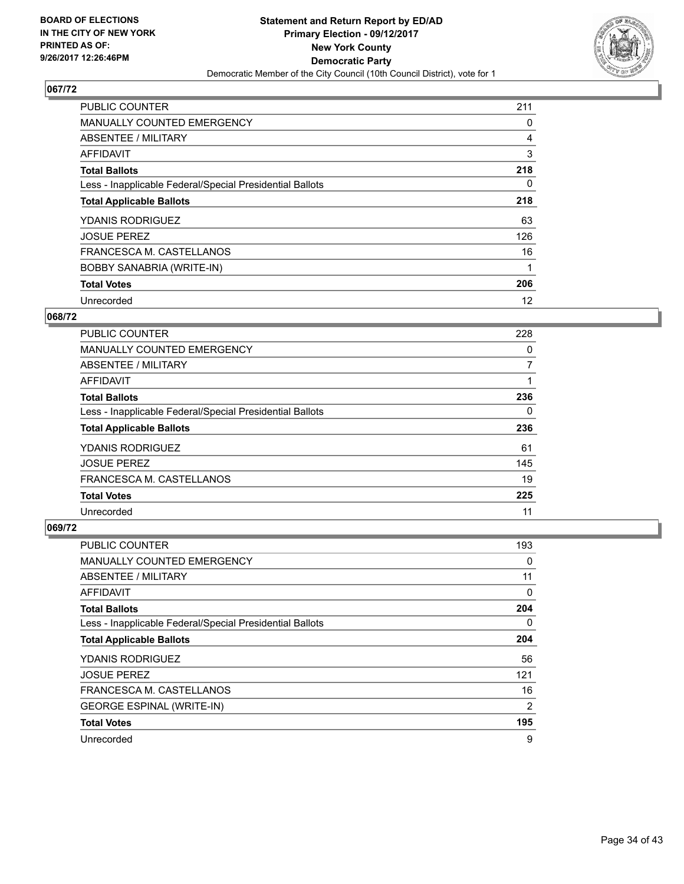**BOARD OF ELECTIONS IN THE CITY OF NEW YORK PRINTED AS OF: 9/26/2017 12:26:46PM**

**Statement and Return Report by ED/AD**
**Primary Election - 09/12/2017**
**New York County**
**Democratic Party**
Democratic Member of the City Council (10th Council District), vote for 1

### 067/72

| | |
|---|---|
| PUBLIC COUNTER | 211 |
| MANUALLY COUNTED EMERGENCY | 0 |
| ABSENTEE / MILITARY | 4 |
| AFFIDAVIT | 3 |
| **Total Ballots** | **218** |
| Less - Inapplicable Federal/Special Presidential Ballots | 0 |
| **Total Applicable Ballots** | **218** |
| YDANIS RODRIGUEZ | 63 |
| JOSUE PEREZ | 126 |
| FRANCESCA M. CASTELLANOS | 16 |
| BOBBY SANABRIA (WRITE-IN) | 1 |
| **Total Votes** | **206** |
| Unrecorded | 12 |

### 068/72

| | |
|---|---|
| PUBLIC COUNTER | 228 |
| MANUALLY COUNTED EMERGENCY | 0 |
| ABSENTEE / MILITARY | 7 |
| AFFIDAVIT | 1 |
| **Total Ballots** | **236** |
| Less - Inapplicable Federal/Special Presidential Ballots | 0 |
| **Total Applicable Ballots** | **236** |
| YDANIS RODRIGUEZ | 61 |
| JOSUE PEREZ | 145 |
| FRANCESCA M. CASTELLANOS | 19 |
| **Total Votes** | **225** |
| Unrecorded | 11 |

### 069/72

| | |
|---|---|
| PUBLIC COUNTER | 193 |
| MANUALLY COUNTED EMERGENCY | 0 |
| ABSENTEE / MILITARY | 11 |
| AFFIDAVIT | 0 |
| **Total Ballots** | **204** |
| Less - Inapplicable Federal/Special Presidential Ballots | 0 |
| **Total Applicable Ballots** | **204** |
| YDANIS RODRIGUEZ | 56 |
| JOSUE PEREZ | 121 |
| FRANCESCA M. CASTELLANOS | 16 |
| GEORGE ESPINAL (WRITE-IN) | 2 |
| **Total Votes** | **195** |
| Unrecorded | 9 |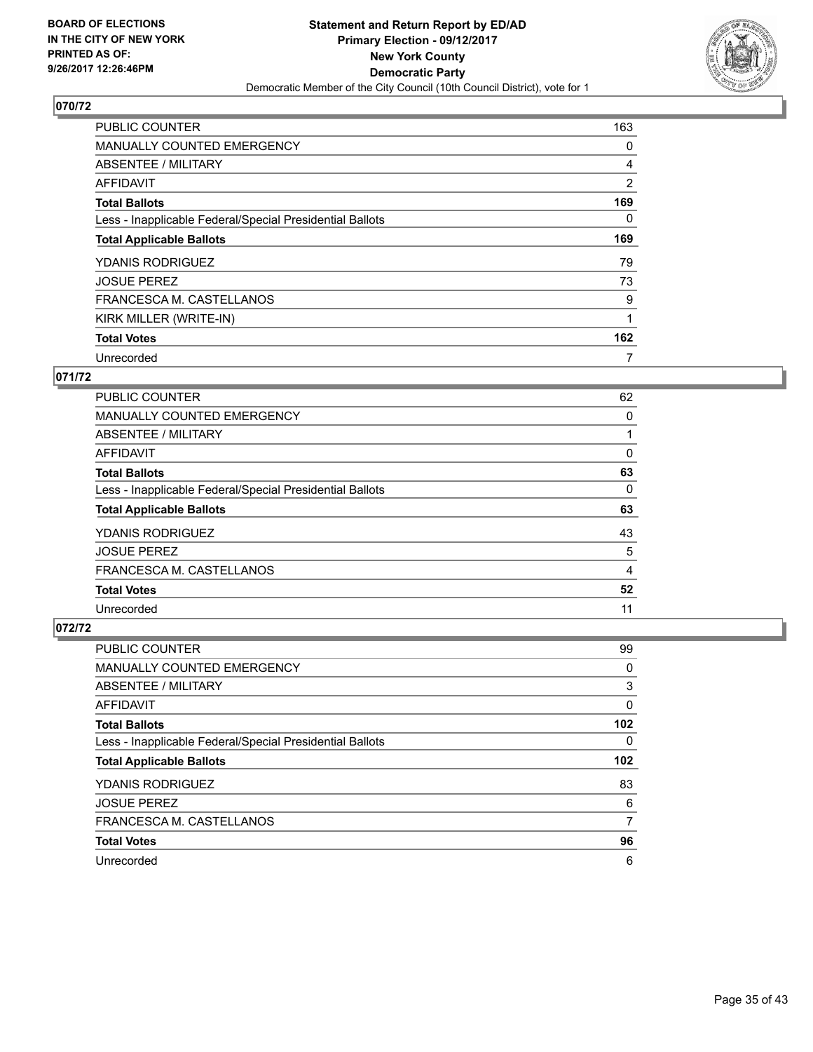BOARD OF ELECTIONS
IN THE CITY OF NEW YORK
PRINTED AS OF:
9/26/2017 12:26:46PM

**Statement and Return Report by ED/AD**
**Primary Election - 09/12/2017**
**New York County**
**Democratic Party**
Democratic Member of the City Council (10th Council District), vote for 1

## 070/72

| | |
|---|---|
| PUBLIC COUNTER | 163 |
| MANUALLY COUNTED EMERGENCY | 0 |
| ABSENTEE / MILITARY | 4 |
| AFFIDAVIT | 2 |
| **Total Ballots** | **169** |
| Less - Inapplicable Federal/Special Presidential Ballots | 0 |
| **Total Applicable Ballots** | **169** |
| YDANIS RODRIGUEZ | 79 |
| JOSUE PEREZ | 73 |
| FRANCESCA M. CASTELLANOS | 9 |
| KIRK MILLER (WRITE-IN) | 1 |
| **Total Votes** | **162** |
| Unrecorded | 7 |

## 071/72

| | |
|---|---|
| PUBLIC COUNTER | 62 |
| MANUALLY COUNTED EMERGENCY | 0 |
| ABSENTEE / MILITARY | 1 |
| AFFIDAVIT | 0 |
| **Total Ballots** | **63** |
| Less - Inapplicable Federal/Special Presidential Ballots | 0 |
| **Total Applicable Ballots** | **63** |
| YDANIS RODRIGUEZ | 43 |
| JOSUE PEREZ | 5 |
| FRANCESCA M. CASTELLANOS | 4 |
| **Total Votes** | **52** |
| Unrecorded | 11 |

## 072/72

| | |
|---|---|
| PUBLIC COUNTER | 99 |
| MANUALLY COUNTED EMERGENCY | 0 |
| ABSENTEE / MILITARY | 3 |
| AFFIDAVIT | 0 |
| **Total Ballots** | **102** |
| Less - Inapplicable Federal/Special Presidential Ballots | 0 |
| **Total Applicable Ballots** | **102** |
| YDANIS RODRIGUEZ | 83 |
| JOSUE PEREZ | 6 |
| FRANCESCA M. CASTELLANOS | 7 |
| **Total Votes** | **96** |
| Unrecorded | 6 |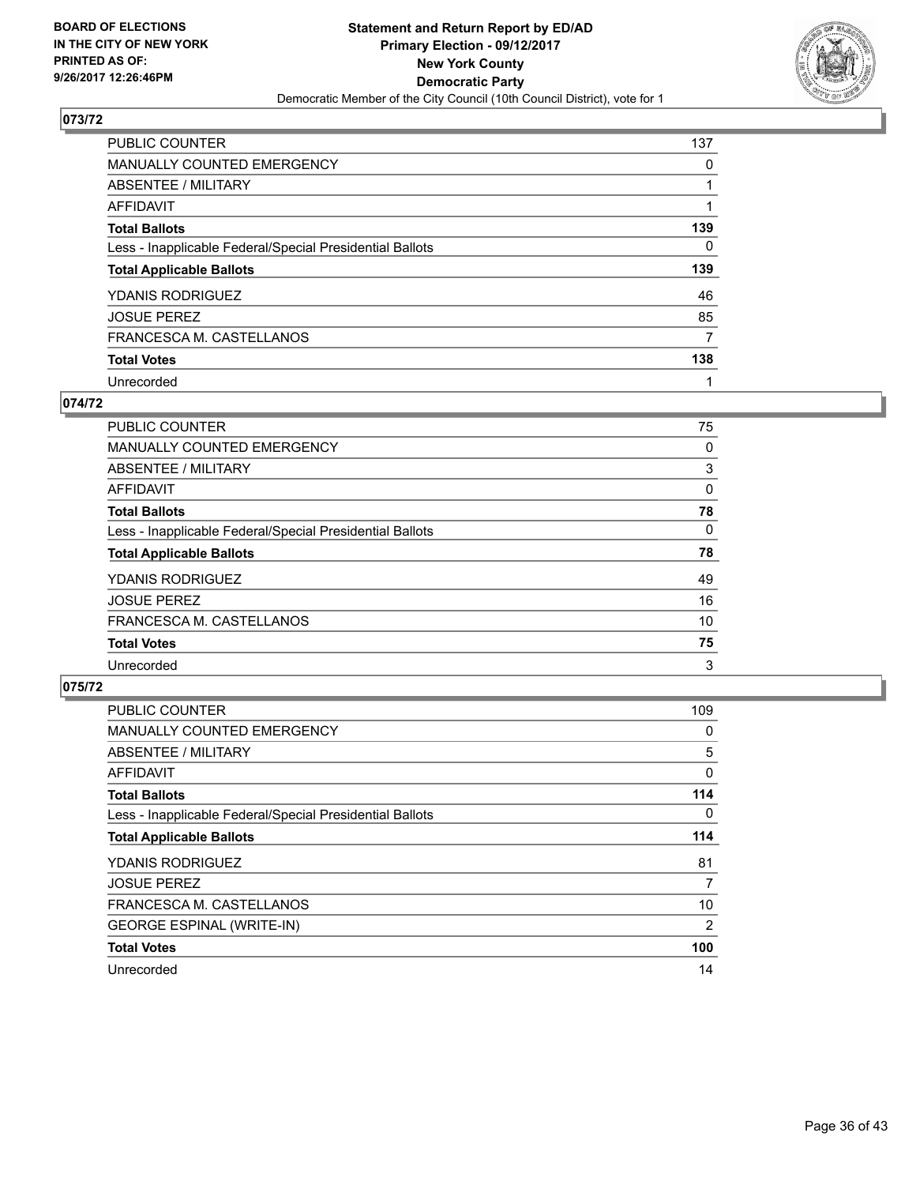BOARD OF ELECTIONS
IN THE CITY OF NEW YORK
PRINTED AS OF:
9/26/2017 12:26:46PM

**Statement and Return Report by ED/AD**
**Primary Election - 09/12/2017**
**New York County**
**Democratic Party**
Democratic Member of the City Council (10th Council District), vote for 1

## 073/72

| | |
|---|---|
| PUBLIC COUNTER | 137 |
| MANUALLY COUNTED EMERGENCY | 0 |
| ABSENTEE / MILITARY | 1 |
| AFFIDAVIT | 1 |
| **Total Ballots** | **139** |
| Less - Inapplicable Federal/Special Presidential Ballots | 0 |
| **Total Applicable Ballots** | **139** |
| YDANIS RODRIGUEZ | 46 |
| JOSUE PEREZ | 85 |
| FRANCESCA M. CASTELLANOS | 7 |
| **Total Votes** | **138** |
| Unrecorded | 1 |

## 074/72

| | |
|---|---|
| PUBLIC COUNTER | 75 |
| MANUALLY COUNTED EMERGENCY | 0 |
| ABSENTEE / MILITARY | 3 |
| AFFIDAVIT | 0 |
| **Total Ballots** | **78** |
| Less - Inapplicable Federal/Special Presidential Ballots | 0 |
| **Total Applicable Ballots** | **78** |
| YDANIS RODRIGUEZ | 49 |
| JOSUE PEREZ | 16 |
| FRANCESCA M. CASTELLANOS | 10 |
| **Total Votes** | **75** |
| Unrecorded | 3 |

## 075/72

| | |
|---|---|
| PUBLIC COUNTER | 109 |
| MANUALLY COUNTED EMERGENCY | 0 |
| ABSENTEE / MILITARY | 5 |
| AFFIDAVIT | 0 |
| **Total Ballots** | **114** |
| Less - Inapplicable Federal/Special Presidential Ballots | 0 |
| **Total Applicable Ballots** | **114** |
| YDANIS RODRIGUEZ | 81 |
| JOSUE PEREZ | 7 |
| FRANCESCA M. CASTELLANOS | 10 |
| GEORGE ESPINAL (WRITE-IN) | 2 |
| **Total Votes** | **100** |
| Unrecorded | 14 |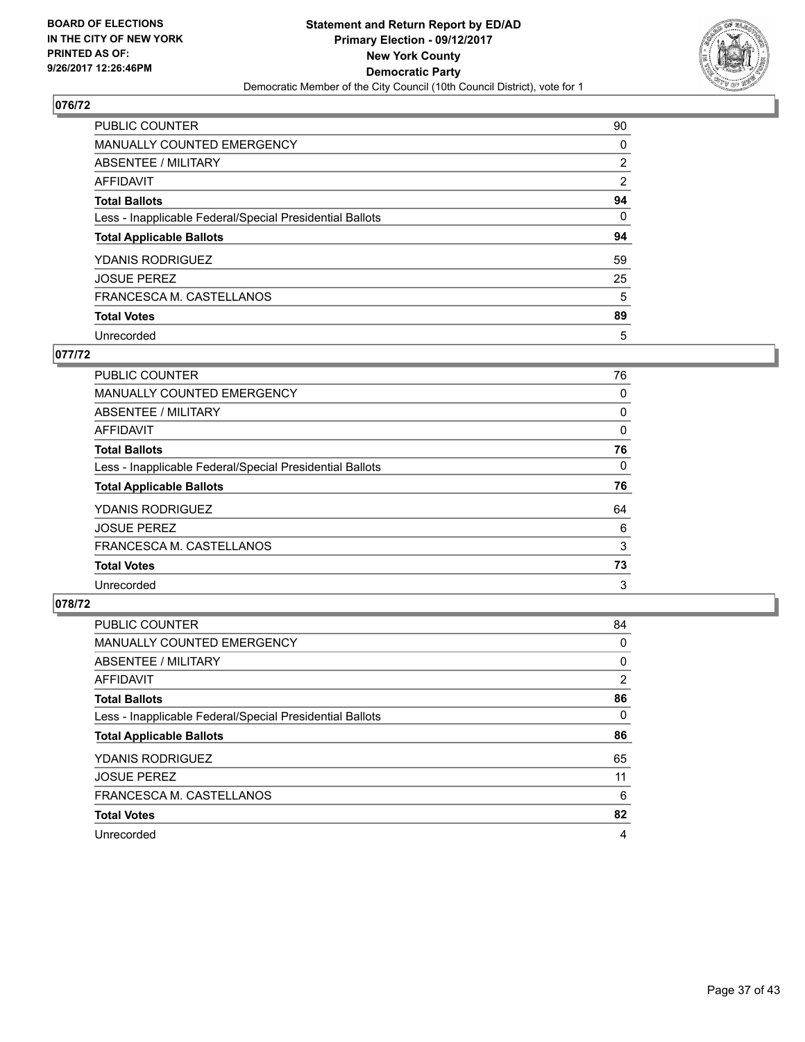BOARD OF ELECTIONS
IN THE CITY OF NEW YORK
PRINTED AS OF:
9/26/2017 12:26:46PM

**Statement and Return Report by ED/AD**
**Primary Election - 09/12/2017**
**New York County**
**Democratic Party**
Democratic Member of the City Council (10th Council District), vote for 1

## 076/72

| | |
|---|---|
| PUBLIC COUNTER | 90 |
| MANUALLY COUNTED EMERGENCY | 0 |
| ABSENTEE / MILITARY | 2 |
| AFFIDAVIT | 2 |
| **Total Ballots** | **94** |
| Less - Inapplicable Federal/Special Presidential Ballots | 0 |
| **Total Applicable Ballots** | **94** |
| YDANIS RODRIGUEZ | 59 |
| JOSUE PEREZ | 25 |
| FRANCESCA M. CASTELLANOS | 5 |
| **Total Votes** | **89** |
| Unrecorded | 5 |

## 077/72

| | |
|---|---|
| PUBLIC COUNTER | 76 |
| MANUALLY COUNTED EMERGENCY | 0 |
| ABSENTEE / MILITARY | 0 |
| AFFIDAVIT | 0 |
| **Total Ballots** | **76** |
| Less - Inapplicable Federal/Special Presidential Ballots | 0 |
| **Total Applicable Ballots** | **76** |
| YDANIS RODRIGUEZ | 64 |
| JOSUE PEREZ | 6 |
| FRANCESCA M. CASTELLANOS | 3 |
| **Total Votes** | **73** |
| Unrecorded | 3 |

## 078/72

| | |
|---|---|
| PUBLIC COUNTER | 84 |
| MANUALLY COUNTED EMERGENCY | 0 |
| ABSENTEE / MILITARY | 0 |
| AFFIDAVIT | 2 |
| **Total Ballots** | **86** |
| Less - Inapplicable Federal/Special Presidential Ballots | 0 |
| **Total Applicable Ballots** | **86** |
| YDANIS RODRIGUEZ | 65 |
| JOSUE PEREZ | 11 |
| FRANCESCA M. CASTELLANOS | 6 |
| **Total Votes** | **82** |
| Unrecorded | 4 |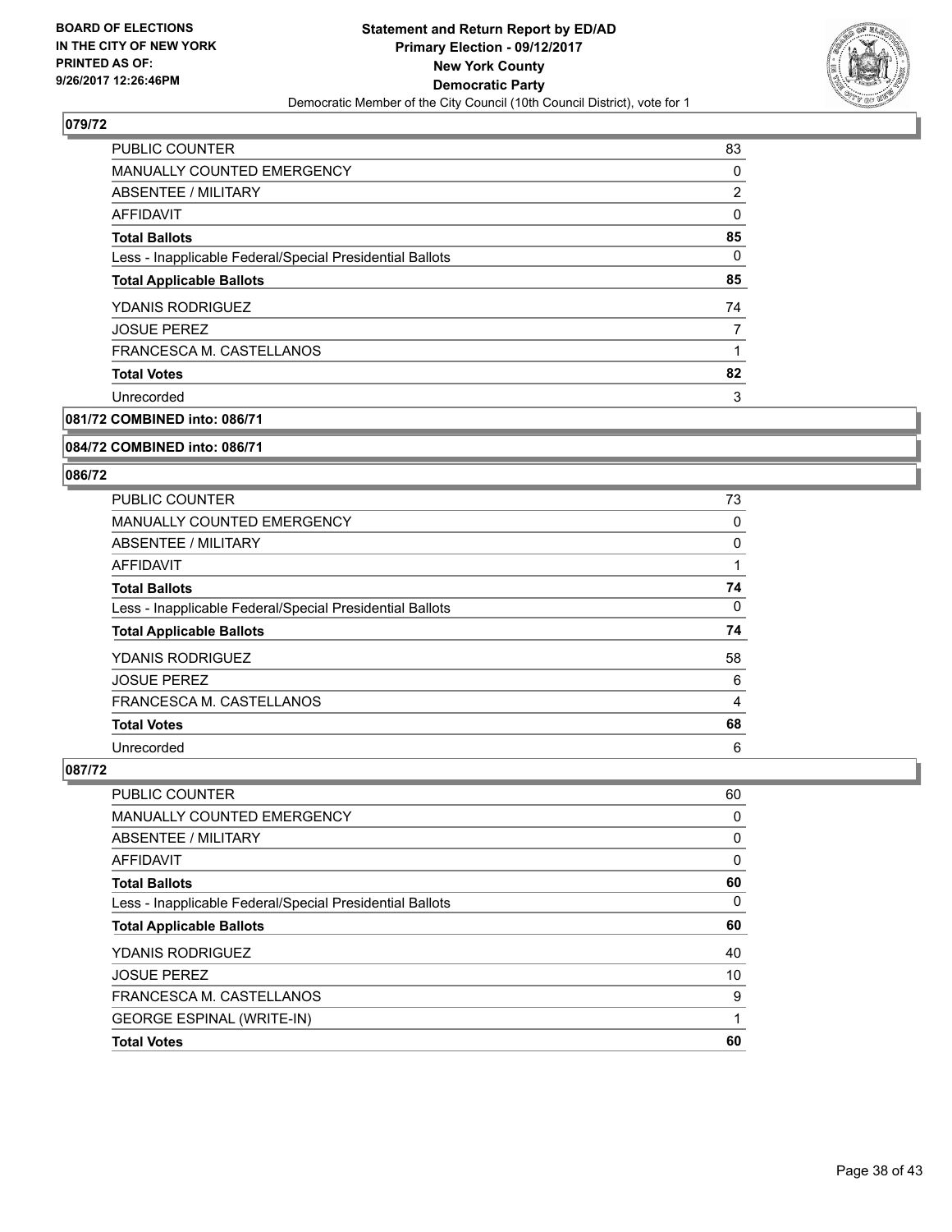**Statement and Return Report by ED/AD**
**Primary Election - 09/12/2017**
**New York County**
**Democratic Party**
Democratic Member of the City Council (10th Council District), vote for 1

BOARD OF ELECTIONS
IN THE CITY OF NEW YORK
PRINTED AS OF:
9/26/2017 12:26:46PM

### 079/72

| | |
|---|---|
| PUBLIC COUNTER | 83 |
| MANUALLY COUNTED EMERGENCY | 0 |
| ABSENTEE / MILITARY | 2 |
| AFFIDAVIT | 0 |
| **Total Ballots** | **85** |
| Less - Inapplicable Federal/Special Presidential Ballots | 0 |
| **Total Applicable Ballots** | **85** |
| YDANIS RODRIGUEZ | 74 |
| JOSUE PEREZ | 7 |
| FRANCESCA M. CASTELLANOS | 1 |
| **Total Votes** | **82** |
| Unrecorded | 3 |

### 081/72 COMBINED into: 086/71

### 084/72 COMBINED into: 086/71

### 086/72

| | |
|---|---|
| PUBLIC COUNTER | 73 |
| MANUALLY COUNTED EMERGENCY | 0 |
| ABSENTEE / MILITARY | 0 |
| AFFIDAVIT | 1 |
| **Total Ballots** | **74** |
| Less - Inapplicable Federal/Special Presidential Ballots | 0 |
| **Total Applicable Ballots** | **74** |
| YDANIS RODRIGUEZ | 58 |
| JOSUE PEREZ | 6 |
| FRANCESCA M. CASTELLANOS | 4 |
| **Total Votes** | **68** |
| Unrecorded | 6 |

### 087/72

| | |
|---|---|
| PUBLIC COUNTER | 60 |
| MANUALLY COUNTED EMERGENCY | 0 |
| ABSENTEE / MILITARY | 0 |
| AFFIDAVIT | 0 |
| **Total Ballots** | **60** |
| Less - Inapplicable Federal/Special Presidential Ballots | 0 |
| **Total Applicable Ballots** | **60** |
| YDANIS RODRIGUEZ | 40 |
| JOSUE PEREZ | 10 |
| FRANCESCA M. CASTELLANOS | 9 |
| GEORGE ESPINAL (WRITE-IN) | 1 |
| **Total Votes** | **60** |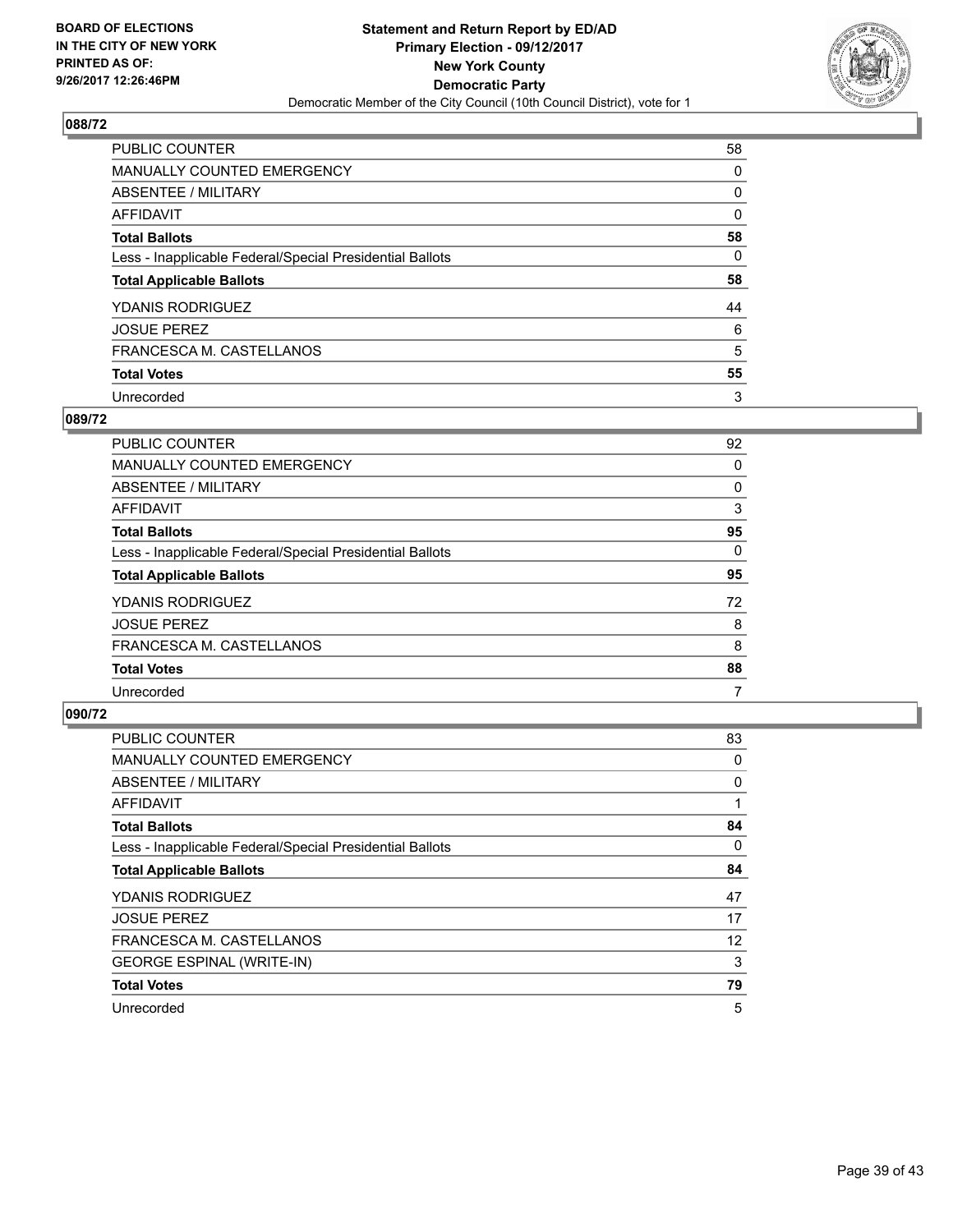**BOARD OF ELECTIONS IN THE CITY OF NEW YORK PRINTED AS OF: 9/26/2017 12:26:46PM**

**Statement and Return Report by ED/AD**
**Primary Election - 09/12/2017**
**New York County**
**Democratic Party**
Democratic Member of the City Council (10th Council District), vote for 1

## 088/72

| | |
|---|---|
| PUBLIC COUNTER | 58 |
| MANUALLY COUNTED EMERGENCY | 0 |
| ABSENTEE / MILITARY | 0 |
| AFFIDAVIT | 0 |
| **Total Ballots** | **58** |
| Less - Inapplicable Federal/Special Presidential Ballots | 0 |
| **Total Applicable Ballots** | **58** |
| YDANIS RODRIGUEZ | 44 |
| JOSUE PEREZ | 6 |
| FRANCESCA M. CASTELLANOS | 5 |
| **Total Votes** | **55** |
| Unrecorded | 3 |

## 089/72

| | |
|---|---|
| PUBLIC COUNTER | 92 |
| MANUALLY COUNTED EMERGENCY | 0 |
| ABSENTEE / MILITARY | 0 |
| AFFIDAVIT | 3 |
| **Total Ballots** | **95** |
| Less - Inapplicable Federal/Special Presidential Ballots | 0 |
| **Total Applicable Ballots** | **95** |
| YDANIS RODRIGUEZ | 72 |
| JOSUE PEREZ | 8 |
| FRANCESCA M. CASTELLANOS | 8 |
| **Total Votes** | **88** |
| Unrecorded | 7 |

## 090/72

| | |
|---|---|
| PUBLIC COUNTER | 83 |
| MANUALLY COUNTED EMERGENCY | 0 |
| ABSENTEE / MILITARY | 0 |
| AFFIDAVIT | 1 |
| **Total Ballots** | **84** |
| Less - Inapplicable Federal/Special Presidential Ballots | 0 |
| **Total Applicable Ballots** | **84** |
| YDANIS RODRIGUEZ | 47 |
| JOSUE PEREZ | 17 |
| FRANCESCA M. CASTELLANOS | 12 |
| GEORGE ESPINAL (WRITE-IN) | 3 |
| **Total Votes** | **79** |
| Unrecorded | 5 |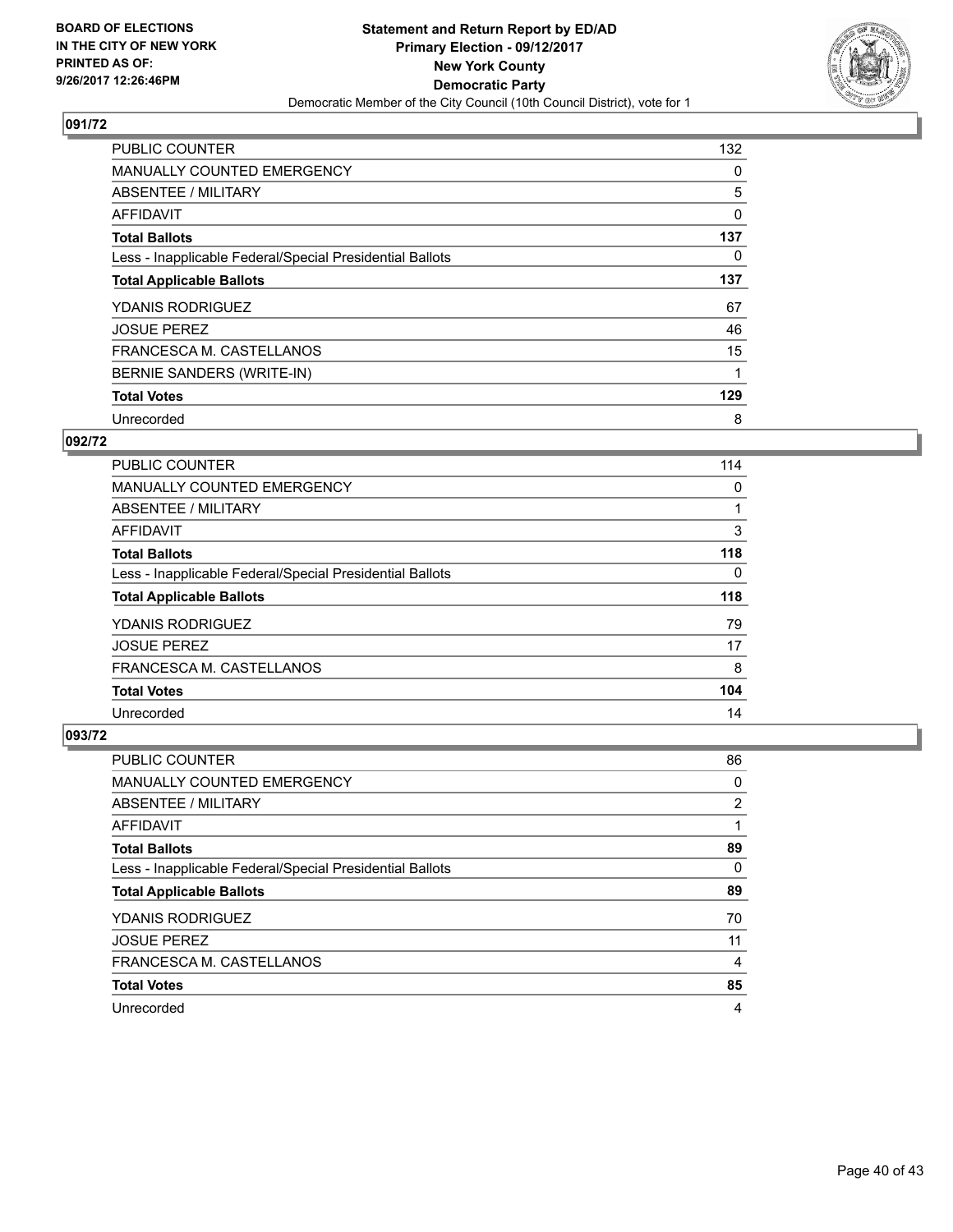**BOARD OF ELECTIONS IN THE CITY OF NEW YORK PRINTED AS OF: 9/26/2017 12:26:46PM**

**Statement and Return Report by ED/AD**
**Primary Election - 09/12/2017**
**New York County**
**Democratic Party**
Democratic Member of the City Council (10th Council District), vote for 1

### 091/72

| | |
|---|---|
| PUBLIC COUNTER | 132 |
| MANUALLY COUNTED EMERGENCY | 0 |
| ABSENTEE / MILITARY | 5 |
| AFFIDAVIT | 0 |
| **Total Ballots** | **137** |
| Less - Inapplicable Federal/Special Presidential Ballots | 0 |
| **Total Applicable Ballots** | **137** |
| YDANIS RODRIGUEZ | 67 |
| JOSUE PEREZ | 46 |
| FRANCESCA M. CASTELLANOS | 15 |
| BERNIE SANDERS (WRITE-IN) | 1 |
| **Total Votes** | **129** |
| Unrecorded | 8 |

### 092/72

| | |
|---|---|
| PUBLIC COUNTER | 114 |
| MANUALLY COUNTED EMERGENCY | 0 |
| ABSENTEE / MILITARY | 1 |
| AFFIDAVIT | 3 |
| **Total Ballots** | **118** |
| Less - Inapplicable Federal/Special Presidential Ballots | 0 |
| **Total Applicable Ballots** | **118** |
| YDANIS RODRIGUEZ | 79 |
| JOSUE PEREZ | 17 |
| FRANCESCA M. CASTELLANOS | 8 |
| **Total Votes** | **104** |
| Unrecorded | 14 |

### 093/72

| | |
|---|---|
| PUBLIC COUNTER | 86 |
| MANUALLY COUNTED EMERGENCY | 0 |
| ABSENTEE / MILITARY | 2 |
| AFFIDAVIT | 1 |
| **Total Ballots** | **89** |
| Less - Inapplicable Federal/Special Presidential Ballots | 0 |
| **Total Applicable Ballots** | **89** |
| YDANIS RODRIGUEZ | 70 |
| JOSUE PEREZ | 11 |
| FRANCESCA M. CASTELLANOS | 4 |
| **Total Votes** | **85** |
| Unrecorded | 4 |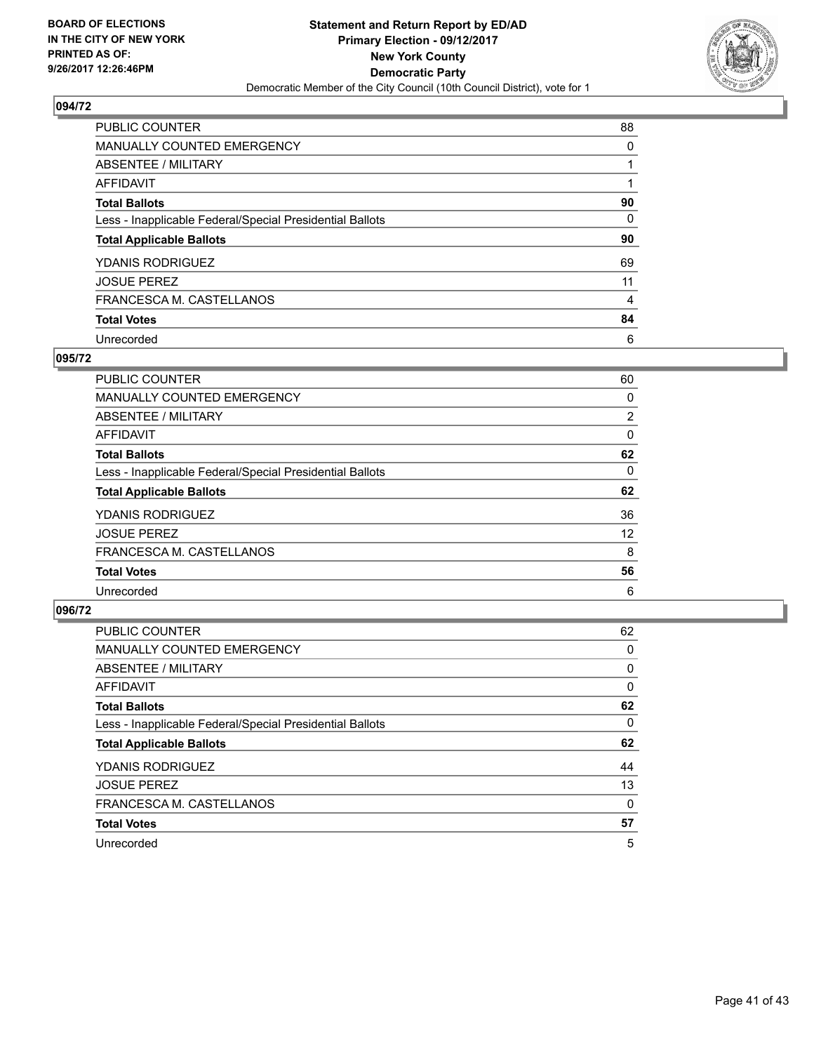**BOARD OF ELECTIONS IN THE CITY OF NEW YORK PRINTED AS OF: 9/26/2017 12:26:46PM**

# Statement and Return Report by ED/AD
## Primary Election - 09/12/2017
## New York County
## Democratic Party
Democratic Member of the City Council (10th Council District), vote for 1

### 094/72

| | |
|---|---|
| PUBLIC COUNTER | 88 |
| MANUALLY COUNTED EMERGENCY | 0 |
| ABSENTEE / MILITARY | 1 |
| AFFIDAVIT | 1 |
| **Total Ballots** | **90** |
| Less - Inapplicable Federal/Special Presidential Ballots | 0 |
| **Total Applicable Ballots** | **90** |
| YDANIS RODRIGUEZ | 69 |
| JOSUE PEREZ | 11 |
| FRANCESCA M. CASTELLANOS | 4 |
| **Total Votes** | **84** |
| Unrecorded | 6 |

### 095/72

| | |
|---|---|
| PUBLIC COUNTER | 60 |
| MANUALLY COUNTED EMERGENCY | 0 |
| ABSENTEE / MILITARY | 2 |
| AFFIDAVIT | 0 |
| **Total Ballots** | **62** |
| Less - Inapplicable Federal/Special Presidential Ballots | 0 |
| **Total Applicable Ballots** | **62** |
| YDANIS RODRIGUEZ | 36 |
| JOSUE PEREZ | 12 |
| FRANCESCA M. CASTELLANOS | 8 |
| **Total Votes** | **56** |
| Unrecorded | 6 |

### 096/72

| | |
|---|---|
| PUBLIC COUNTER | 62 |
| MANUALLY COUNTED EMERGENCY | 0 |
| ABSENTEE / MILITARY | 0 |
| AFFIDAVIT | 0 |
| **Total Ballots** | **62** |
| Less - Inapplicable Federal/Special Presidential Ballots | 0 |
| **Total Applicable Ballots** | **62** |
| YDANIS RODRIGUEZ | 44 |
| JOSUE PEREZ | 13 |
| FRANCESCA M. CASTELLANOS | 0 |
| **Total Votes** | **57** |
| Unrecorded | 5 |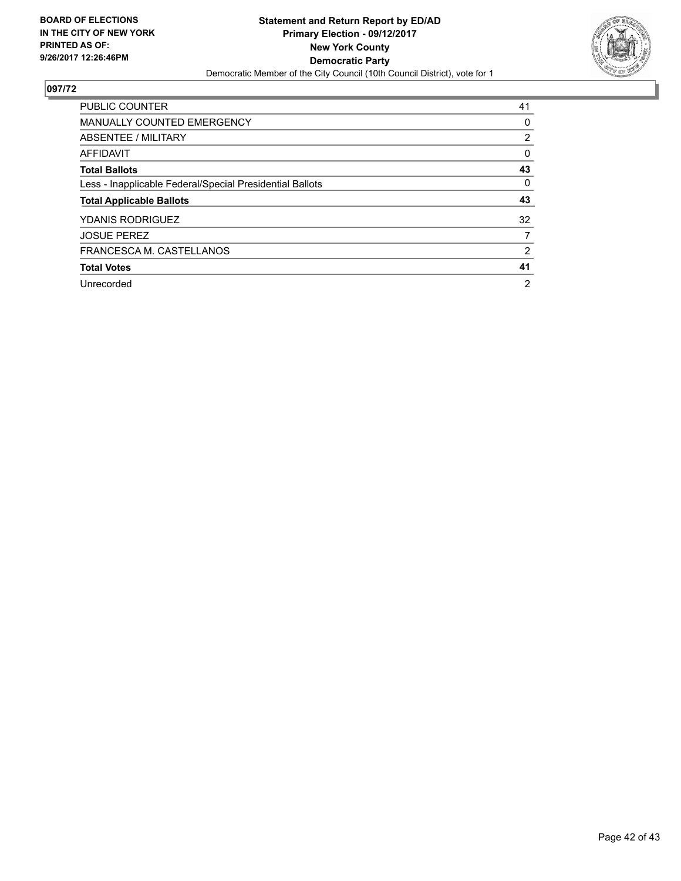**BOARD OF ELECTIONS IN THE CITY OF NEW YORK PRINTED AS OF: 9/26/2017 12:26:46PM**

**Statement and Return Report by ED/AD**
**Primary Election - 09/12/2017**
**New York County**
**Democratic Party**
Democratic Member of the City Council (10th Council District), vote for 1

## 097/72

| | |
|---|---|
| PUBLIC COUNTER | 41 |
| MANUALLY COUNTED EMERGENCY | 0 |
| ABSENTEE / MILITARY | 2 |
| AFFIDAVIT | 0 |
| **Total Ballots** | **43** |
| Less - Inapplicable Federal/Special Presidential Ballots | 0 |
| **Total Applicable Ballots** | **43** |
| YDANIS RODRIGUEZ | 32 |
| JOSUE PEREZ | 7 |
| FRANCESCA M. CASTELLANOS | 2 |
| **Total Votes** | **41** |
| Unrecorded | 2 |